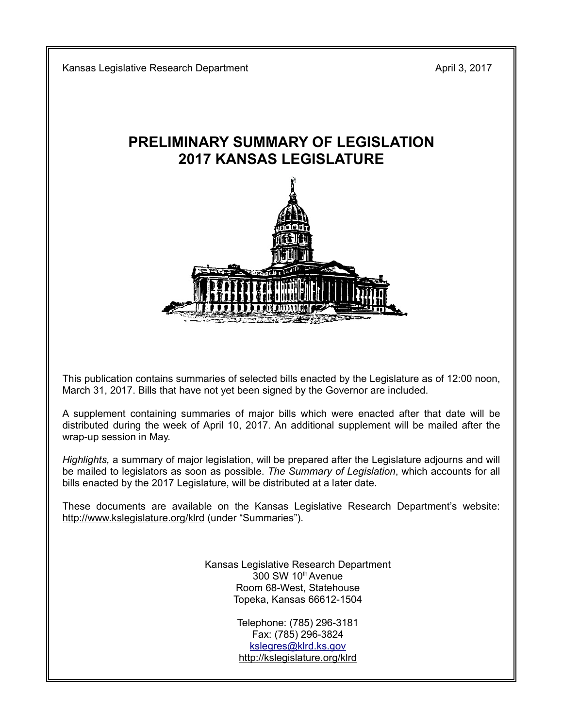Kansas Legislative Research Department April 3, 2017

# PRELIMINARY SUMMARY OF LEGISLATION
# 2017 KANSAS LEGISLATURE

This publication contains summaries of selected bills enacted by the Legislature as of 12:00 noon, March 31, 2017. Bills that have not yet been signed by the Governor are included.

A supplement containing summaries of major bills which were enacted after that date will be distributed during the week of April 10, 2017. An additional supplement will be mailed after the wrap-up session in May.

*Highlights,* a summary of major legislation, will be prepared after the Legislature adjourns and will be mailed to legislators as soon as possible. *The Summary of Legislation*, which accounts for all bills enacted by the 2017 Legislature, will be distributed at a later date.

These documents are available on the Kansas Legislative Research Department's website: http://www.kslegislature.org/klrd (under "Summaries").

Kansas Legislative Research Department
300 SW 10th Avenue
Room 68-West, Statehouse
Topeka, Kansas 66612-1504

Telephone: (785) 296-3181
Fax: (785) 296-3824
kslegres@klrd.ks.gov
http://kslegislature.org/klrd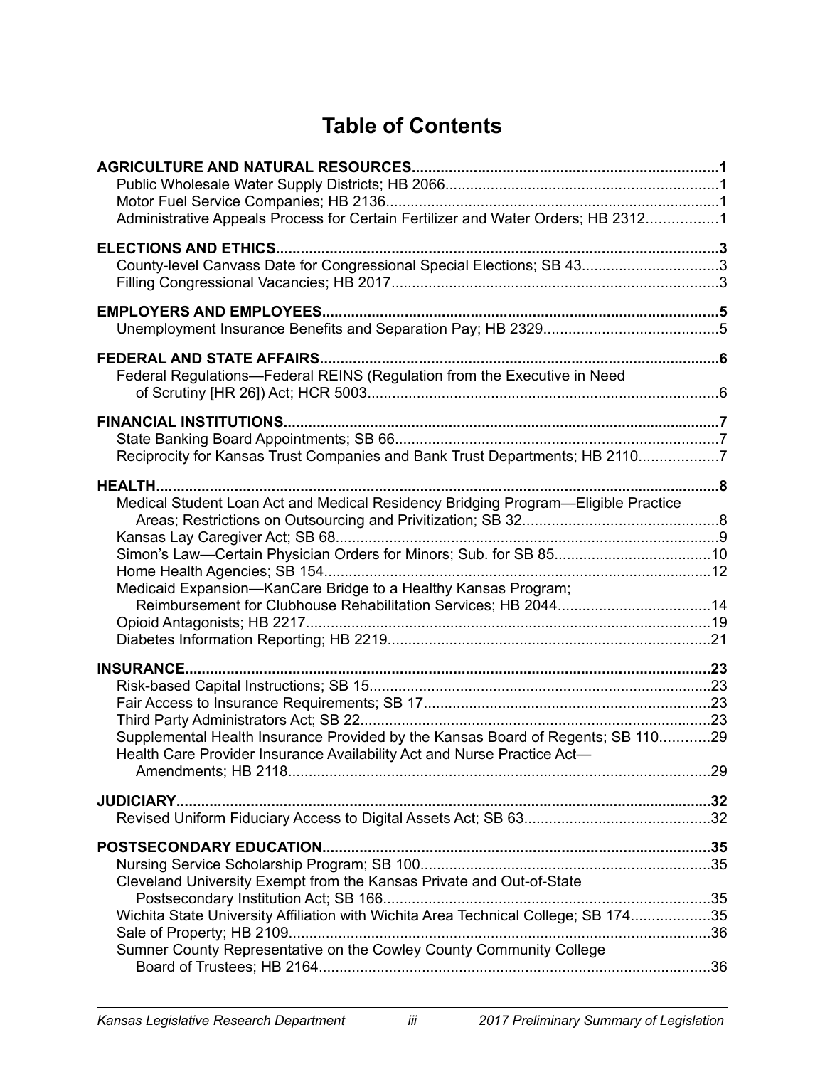# Table of Contents

**AGRICULTURE AND NATURAL RESOURCES**.........................................................................1
- Public Wholesale Water Supply Districts; HB 2066..................................................................1
- Motor Fuel Service Companies; HB 2136.................................................................................1
- Administrative Appeals Process for Certain Fertilizer and Water Orders; HB 2312.................1

**ELECTIONS AND ETHICS**..........................................................................................................3
- County-level Canvass Date for Congressional Special Elections; SB 43.................................3
- Filling Congressional Vacancies; HB 2017...............................................................................3

**EMPLOYERS AND EMPLOYEES**...............................................................................................5
- Unemployment Insurance Benefits and Separation Pay; HB 2329..........................................5

**FEDERAL AND STATE AFFAIRS**...............................................................................................6
- Federal Regulations—Federal REINS (Regulation from the Executive in Need of Scrutiny [HR 26]) Act; HCR 5003.....................................................................................6

**FINANCIAL INSTITUTIONS**.........................................................................................................7
- State Banking Board Appointments; SB 66..............................................................................7
- Reciprocity for Kansas Trust Companies and Bank Trust Departments; HB 2110...................7

**HEALTH**........................................................................................................................................8
- Medical Student Loan Act and Medical Residency Bridging Program—Eligible Practice Areas; Restrictions on Outsourcing and Privitization; SB 32...............................................8
- Kansas Lay Caregiver Act; SB 68............................................................................................9
- Simon's Law—Certain Physician Orders for Minors; Sub. for SB 85......................................10
- Home Health Agencies; SB 154.............................................................................................12
- Medicaid Expansion—KanCare Bridge to a Healthy Kansas Program; Reimbursement for Clubhouse Rehabilitation Services; HB 2044.....................................14
- Opioid Antagonists; HB 2217..................................................................................................19
- Diabetes Information Reporting; HB 2219..............................................................................21

**INSURANCE**...............................................................................................................................23
- Risk-based Capital Instructions; SB 15...................................................................................23
- Fair Access to Insurance Requirements; SB 17.....................................................................23
- Third Party Administrators Act; SB 22.....................................................................................23
- Supplemental Health Insurance Provided by the Kansas Board of Regents; SB 110............29
- Health Care Provider Insurance Availability Act and Nurse Practice Act—Amendments; HB 2118......................................................................................................29

**JUDICIARY**..................................................................................................................................32
- Revised Uniform Fiduciary Access to Digital Assets Act; SB 63............................................32

**POSTSECONDARY EDUCATION**.............................................................................................35
- Nursing Service Scholarship Program; SB 100......................................................................35
- Cleveland University Exempt from the Kansas Private and Out-of-State Postsecondary Institution Act; SB 166...............................................................................35
- Wichita State University Affiliation with Wichita Area Technical College; SB 174...................35
- Sale of Property; HB 2109......................................................................................................36
- Sumner County Representative on the Cowley County Community College Board of Trustees; HB 2164..............................................................................................36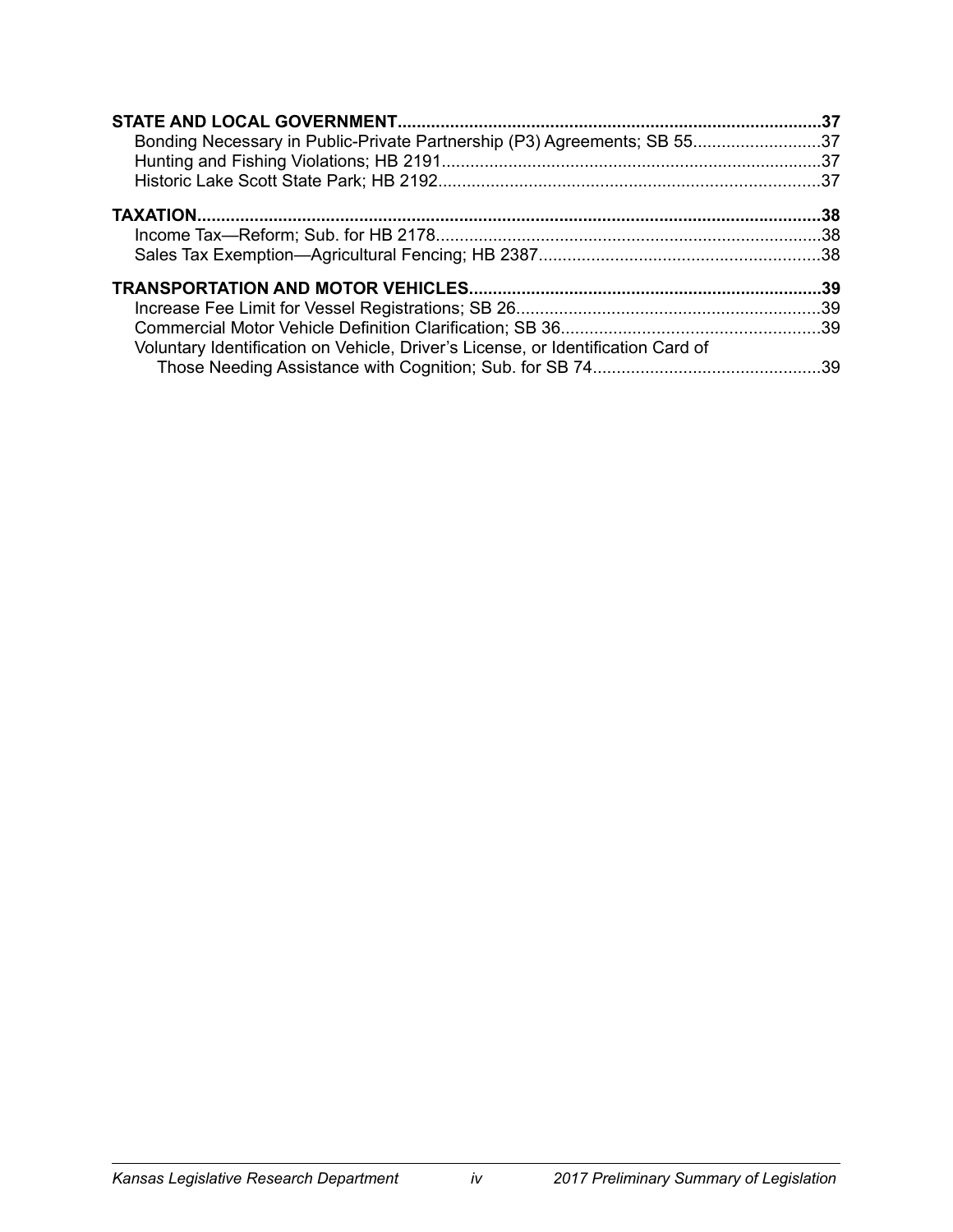**STATE AND LOCAL GOVERNMENT........................................................................................37**

Bonding Necessary in Public-Private Partnership (P3) Agreements; SB 55..........................37

Hunting and Fishing Violations; HB 2191...............................................................................37

Historic Lake Scott State Park; HB 2192...............................................................................37

**TAXATION.................................................................................................................................38**

Income Tax—Reform; Sub. for HB 2178................................................................................38

Sales Tax Exemption—Agricultural Fencing; HB 2387..........................................................38

**TRANSPORTATION AND MOTOR VEHICLES........................................................................39**

Increase Fee Limit for Vessel Registrations; SB 26...............................................................39

Commercial Motor Vehicle Definition Clarification; SB 36.....................................................39

Voluntary Identification on Vehicle, Driver's License, or Identification Card of Those Needing Assistance with Cognition; Sub. for SB 74...............................................39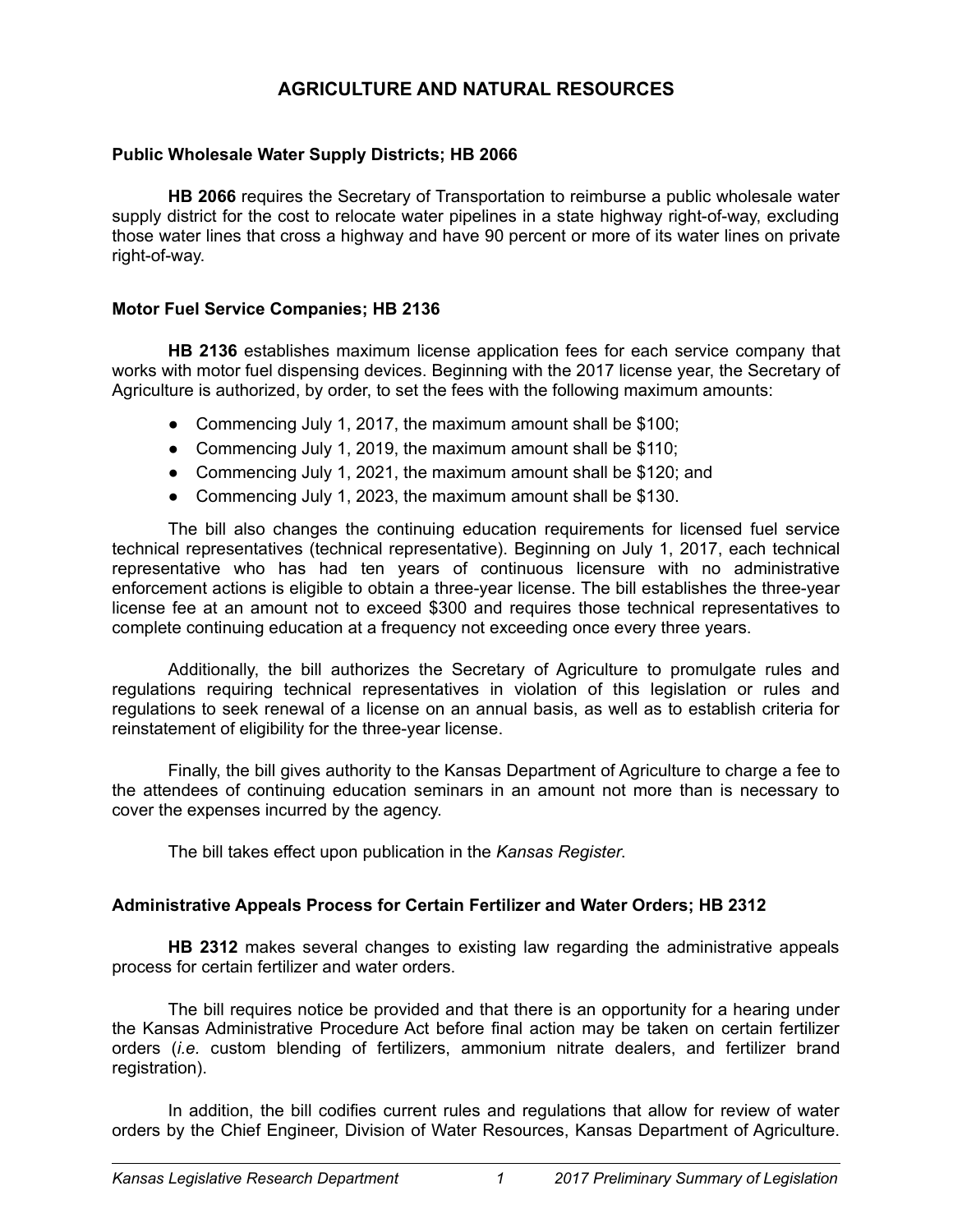# AGRICULTURE AND NATURAL RESOURCES

### Public Wholesale Water Supply Districts; HB 2066

**HB 2066** requires the Secretary of Transportation to reimburse a public wholesale water supply district for the cost to relocate water pipelines in a state highway right-of-way, excluding those water lines that cross a highway and have 90 percent or more of its water lines on private right-of-way.

### Motor Fuel Service Companies; HB 2136

**HB 2136** establishes maximum license application fees for each service company that works with motor fuel dispensing devices. Beginning with the 2017 license year, the Secretary of Agriculture is authorized, by order, to set the fees with the following maximum amounts:

- Commencing July 1, 2017, the maximum amount shall be $100;
- Commencing July 1, 2019, the maximum amount shall be $110;
- Commencing July 1, 2021, the maximum amount shall be $120; and
- Commencing July 1, 2023, the maximum amount shall be $130.

The bill also changes the continuing education requirements for licensed fuel service technical representatives (technical representative). Beginning on July 1, 2017, each technical representative who has had ten years of continuous licensure with no administrative enforcement actions is eligible to obtain a three-year license. The bill establishes the three-year license fee at an amount not to exceed $300 and requires those technical representatives to complete continuing education at a frequency not exceeding once every three years.

Additionally, the bill authorizes the Secretary of Agriculture to promulgate rules and regulations requiring technical representatives in violation of this legislation or rules and regulations to seek renewal of a license on an annual basis, as well as to establish criteria for reinstatement of eligibility for the three-year license.

Finally, the bill gives authority to the Kansas Department of Agriculture to charge a fee to the attendees of continuing education seminars in an amount not more than is necessary to cover the expenses incurred by the agency.

The bill takes effect upon publication in the *Kansas Register*.

### Administrative Appeals Process for Certain Fertilizer and Water Orders; HB 2312

**HB 2312** makes several changes to existing law regarding the administrative appeals process for certain fertilizer and water orders.

The bill requires notice be provided and that there is an opportunity for a hearing under the Kansas Administrative Procedure Act before final action may be taken on certain fertilizer orders (*i.e.* custom blending of fertilizers, ammonium nitrate dealers, and fertilizer brand registration).

In addition, the bill codifies current rules and regulations that allow for review of water orders by the Chief Engineer, Division of Water Resources, Kansas Department of Agriculture.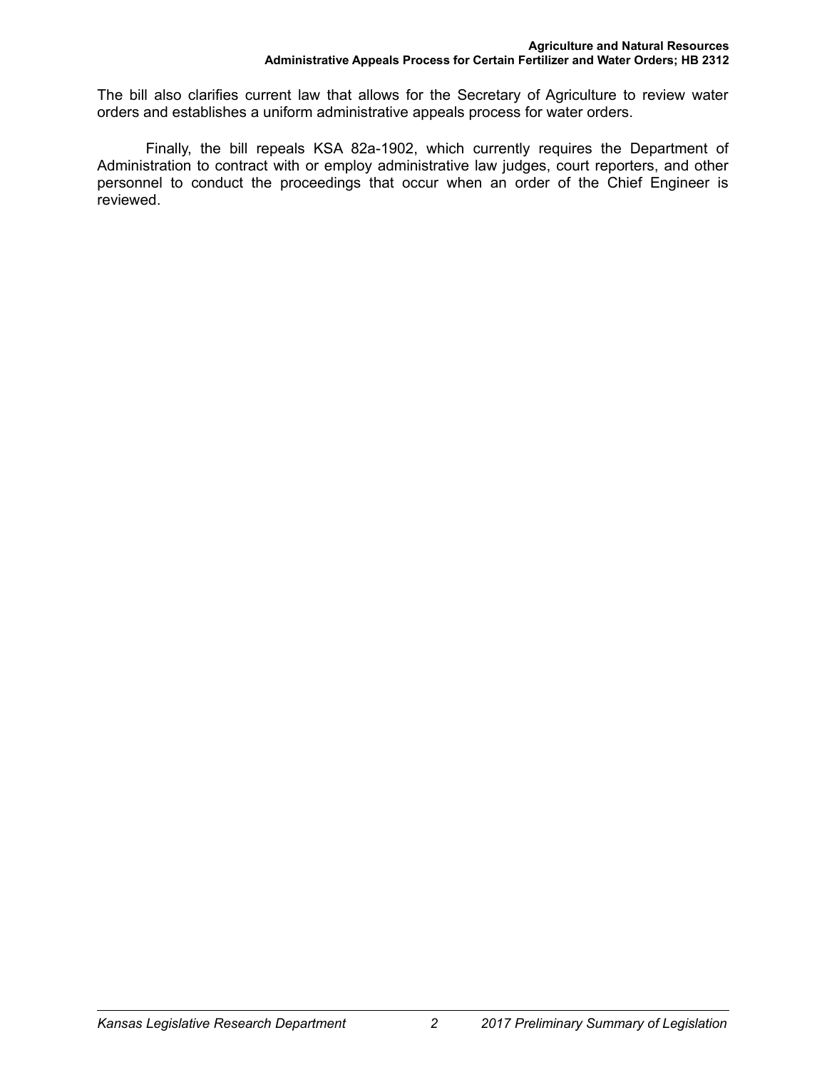The bill also clarifies current law that allows for the Secretary of Agriculture to review water orders and establishes a uniform administrative appeals process for water orders.

Finally, the bill repeals KSA 82a-1902, which currently requires the Department of Administration to contract with or employ administrative law judges, court reporters, and other personnel to conduct the proceedings that occur when an order of the Chief Engineer is reviewed.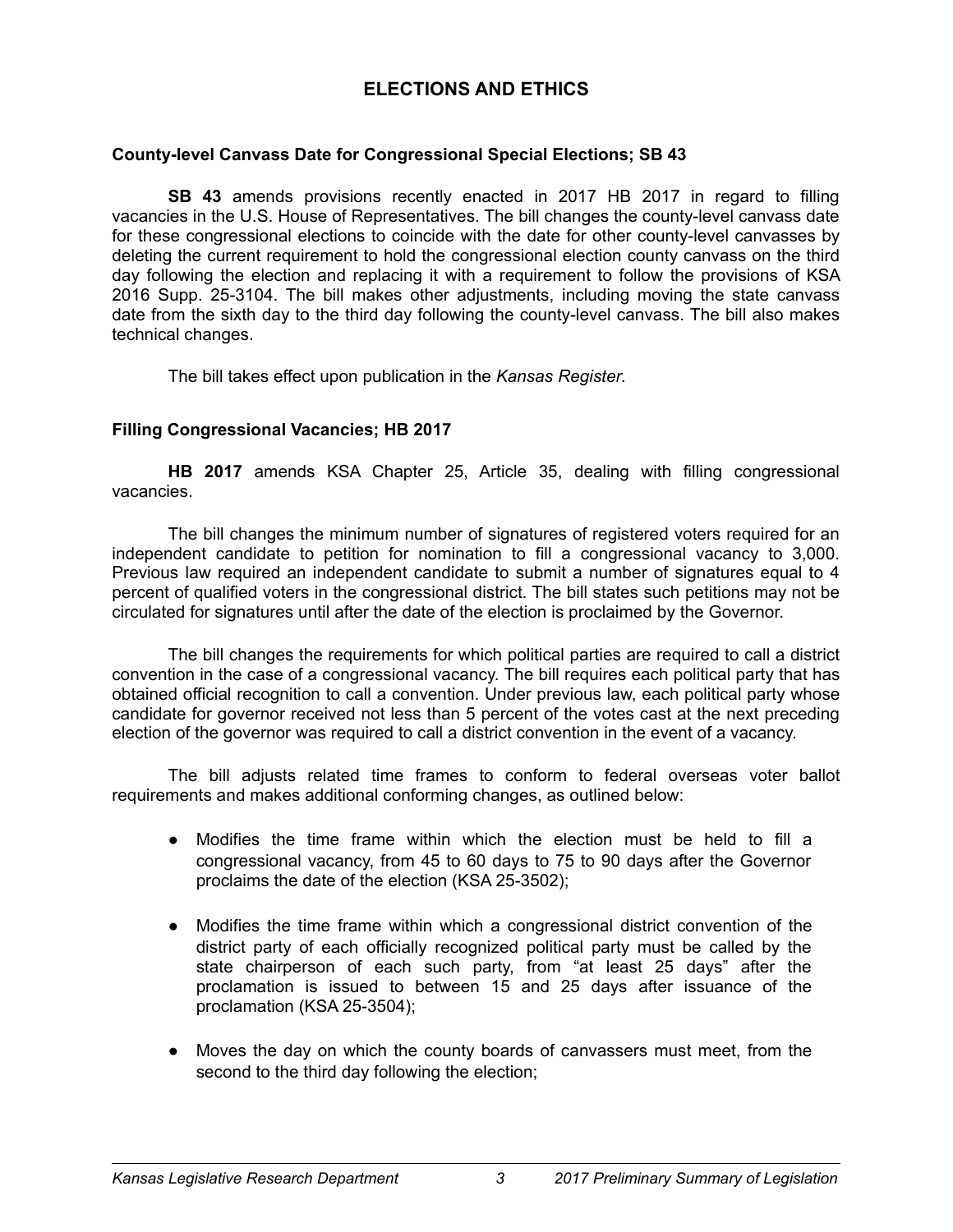# ELECTIONS AND ETHICS

## County-level Canvass Date for Congressional Special Elections; SB 43

**SB 43** amends provisions recently enacted in 2017 HB 2017 in regard to filling vacancies in the U.S. House of Representatives. The bill changes the county-level canvass date for these congressional elections to coincide with the date for other county-level canvasses by deleting the current requirement to hold the congressional election county canvass on the third day following the election and replacing it with a requirement to follow the provisions of KSA 2016 Supp. 25-3104. The bill makes other adjustments, including moving the state canvass date from the sixth day to the third day following the county-level canvass. The bill also makes technical changes.

The bill takes effect upon publication in the *Kansas Register*.

## Filling Congressional Vacancies; HB 2017

**HB 2017** amends KSA Chapter 25, Article 35, dealing with filling congressional vacancies.

The bill changes the minimum number of signatures of registered voters required for an independent candidate to petition for nomination to fill a congressional vacancy to 3,000. Previous law required an independent candidate to submit a number of signatures equal to 4 percent of qualified voters in the congressional district. The bill states such petitions may not be circulated for signatures until after the date of the election is proclaimed by the Governor.

The bill changes the requirements for which political parties are required to call a district convention in the case of a congressional vacancy. The bill requires each political party that has obtained official recognition to call a convention. Under previous law, each political party whose candidate for governor received not less than 5 percent of the votes cast at the next preceding election of the governor was required to call a district convention in the event of a vacancy.

The bill adjusts related time frames to conform to federal overseas voter ballot requirements and makes additional conforming changes, as outlined below:

- Modifies the time frame within which the election must be held to fill a congressional vacancy, from 45 to 60 days to 75 to 90 days after the Governor proclaims the date of the election (KSA 25-3502);
- Modifies the time frame within which a congressional district convention of the district party of each officially recognized political party must be called by the state chairperson of each such party, from "at least 25 days" after the proclamation is issued to between 15 and 25 days after issuance of the proclamation (KSA 25-3504);
- Moves the day on which the county boards of canvassers must meet, from the second to the third day following the election;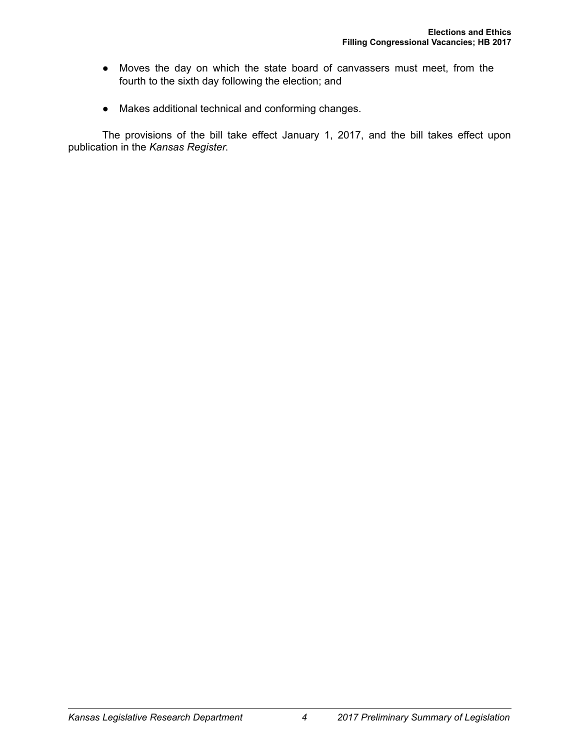- Moves the day on which the state board of canvassers must meet, from the fourth to the sixth day following the election; and

- Makes additional technical and conforming changes.

The provisions of the bill take effect January 1, 2017, and the bill takes effect upon publication in the *Kansas Register*.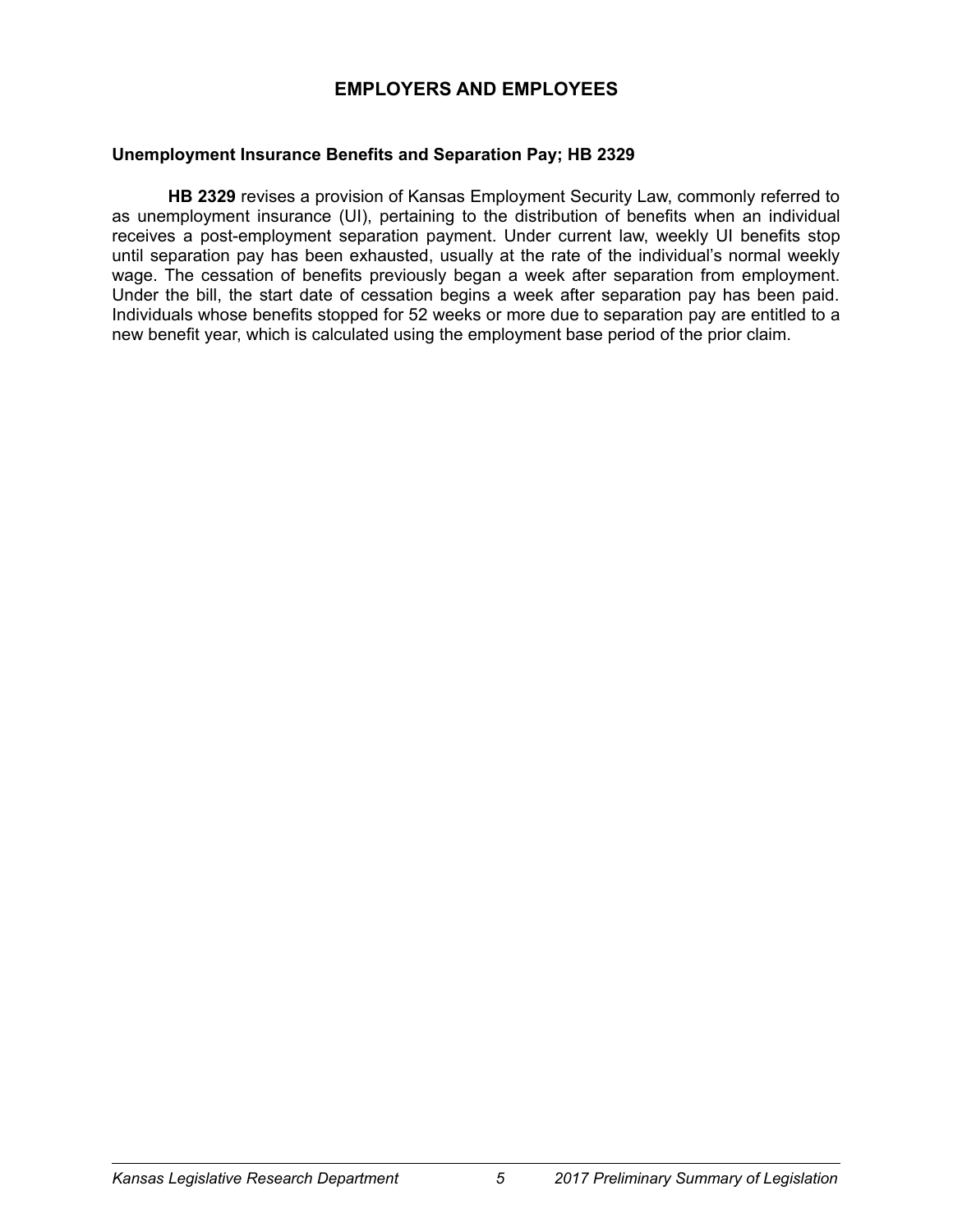# EMPLOYERS AND EMPLOYEES

## Unemployment Insurance Benefits and Separation Pay; HB 2329

**HB 2329** revises a provision of Kansas Employment Security Law, commonly referred to as unemployment insurance (UI), pertaining to the distribution of benefits when an individual receives a post-employment separation payment. Under current law, weekly UI benefits stop until separation pay has been exhausted, usually at the rate of the individual's normal weekly wage. The cessation of benefits previously began a week after separation from employment. Under the bill, the start date of cessation begins a week after separation pay has been paid. Individuals whose benefits stopped for 52 weeks or more due to separation pay are entitled to a new benefit year, which is calculated using the employment base period of the prior claim.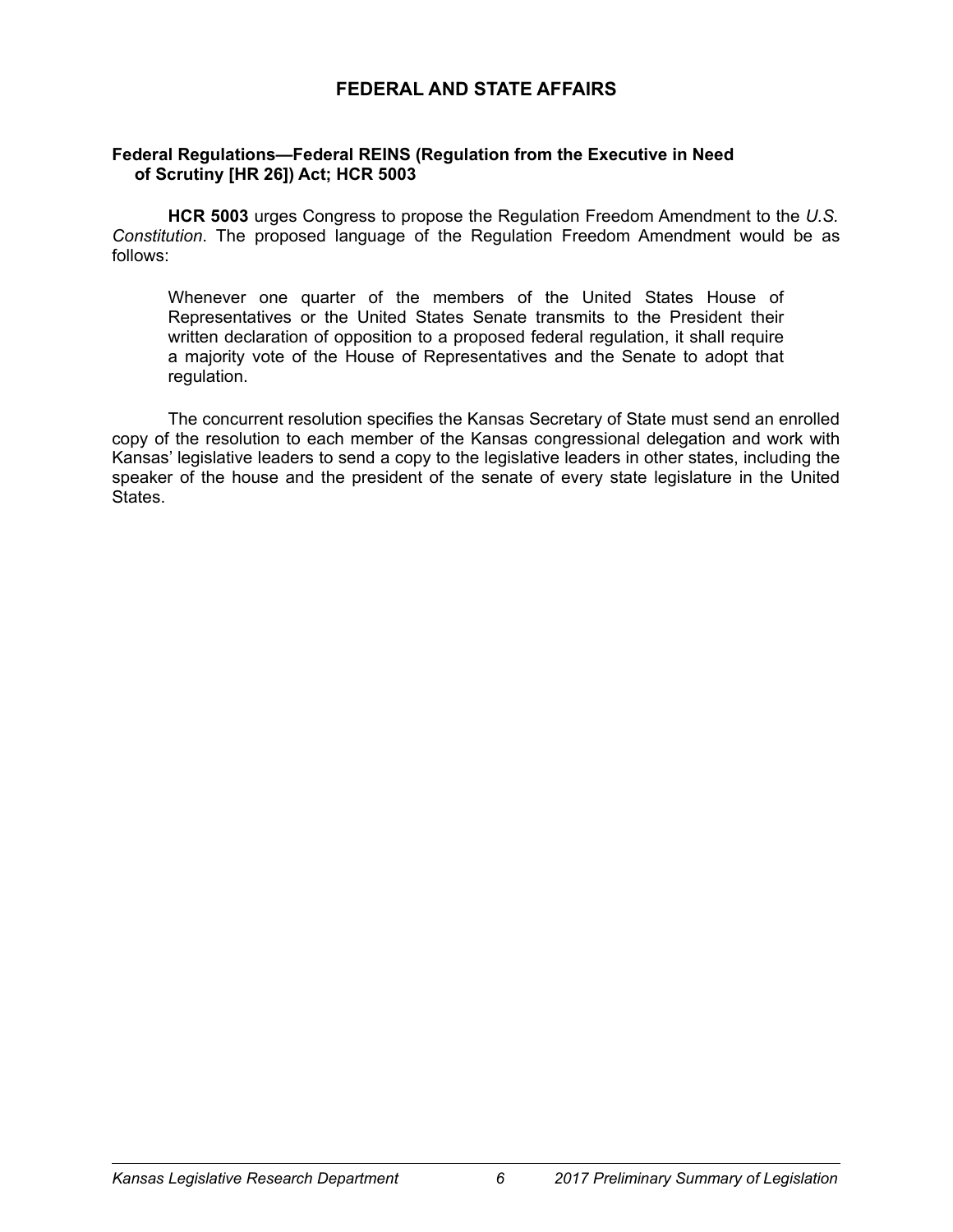## FEDERAL AND STATE AFFAIRS

### Federal Regulations—Federal REINS (Regulation from the Executive in Need of Scrutiny [HR 26]) Act; HCR 5003

**HCR 5003** urges Congress to propose the Regulation Freedom Amendment to the *U.S. Constitution*. The proposed language of the Regulation Freedom Amendment would be as follows:

> Whenever one quarter of the members of the United States House of Representatives or the United States Senate transmits to the President their written declaration of opposition to a proposed federal regulation, it shall require a majority vote of the House of Representatives and the Senate to adopt that regulation.

The concurrent resolution specifies the Kansas Secretary of State must send an enrolled copy of the resolution to each member of the Kansas congressional delegation and work with Kansas' legislative leaders to send a copy to the legislative leaders in other states, including the speaker of the house and the president of the senate of every state legislature in the United States.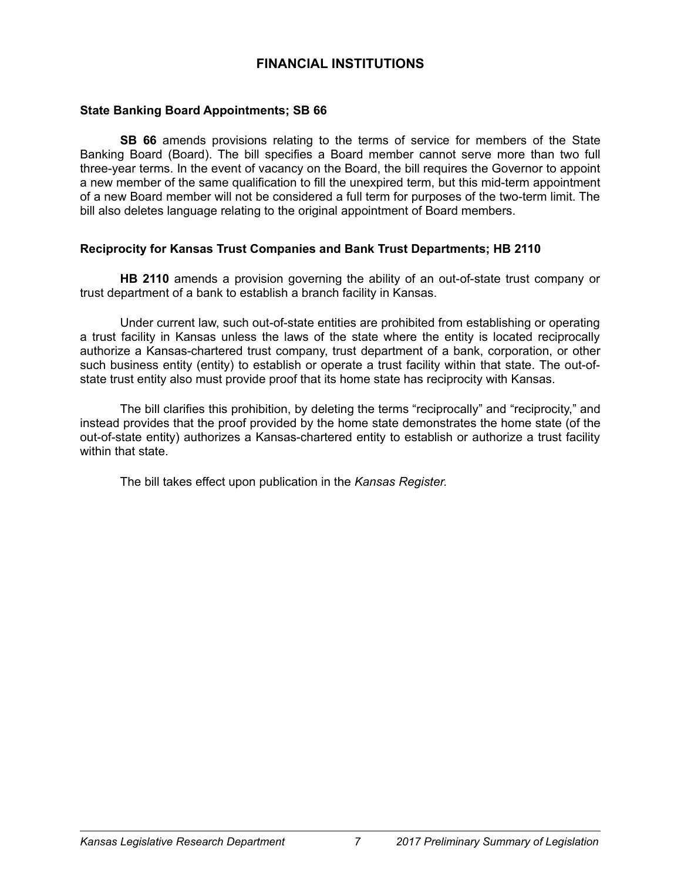# FINANCIAL INSTITUTIONS

### State Banking Board Appointments; SB 66

**SB 66** amends provisions relating to the terms of service for members of the State Banking Board (Board). The bill specifies a Board member cannot serve more than two full three-year terms. In the event of vacancy on the Board, the bill requires the Governor to appoint a new member of the same qualification to fill the unexpired term, but this mid-term appointment of a new Board member will not be considered a full term for purposes of the two-term limit. The bill also deletes language relating to the original appointment of Board members.

### Reciprocity for Kansas Trust Companies and Bank Trust Departments; HB 2110

**HB 2110** amends a provision governing the ability of an out-of-state trust company or trust department of a bank to establish a branch facility in Kansas.

Under current law, such out-of-state entities are prohibited from establishing or operating a trust facility in Kansas unless the laws of the state where the entity is located reciprocally authorize a Kansas-chartered trust company, trust department of a bank, corporation, or other such business entity (entity) to establish or operate a trust facility within that state. The out-of-state trust entity also must provide proof that its home state has reciprocity with Kansas.

The bill clarifies this prohibition, by deleting the terms "reciprocally" and "reciprocity," and instead provides that the proof provided by the home state demonstrates the home state (of the out-of-state entity) authorizes a Kansas-chartered entity to establish or authorize a trust facility within that state.

The bill takes effect upon publication in the *Kansas Register.*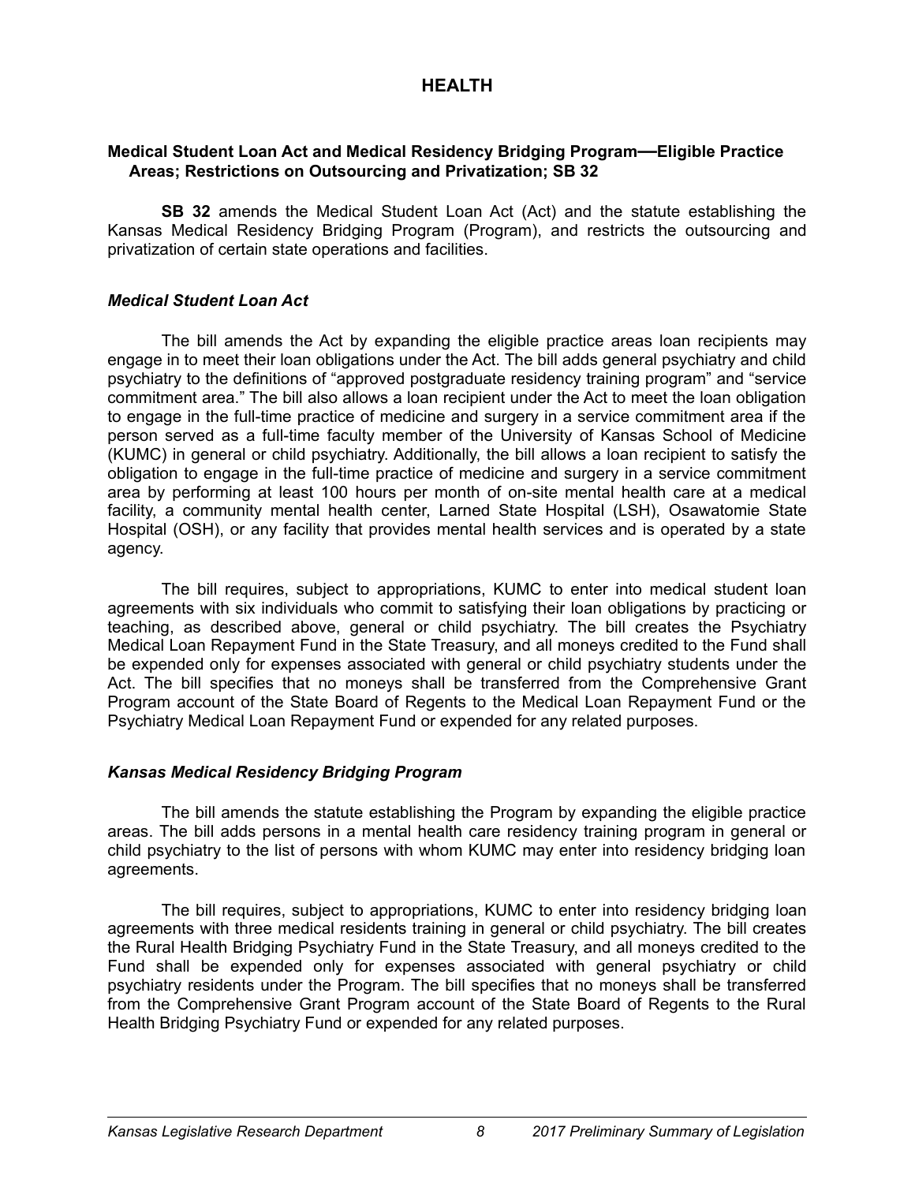# HEALTH

## Medical Student Loan Act and Medical Residency Bridging Program—Eligible Practice Areas; Restrictions on Outsourcing and Privatization; SB 32

**SB 32** amends the Medical Student Loan Act (Act) and the statute establishing the Kansas Medical Residency Bridging Program (Program), and restricts the outsourcing and privatization of certain state operations and facilities.

### *Medical Student Loan Act*

The bill amends the Act by expanding the eligible practice areas loan recipients may engage in to meet their loan obligations under the Act. The bill adds general psychiatry and child psychiatry to the definitions of "approved postgraduate residency training program" and "service commitment area." The bill also allows a loan recipient under the Act to meet the loan obligation to engage in the full-time practice of medicine and surgery in a service commitment area if the person served as a full-time faculty member of the University of Kansas School of Medicine (KUMC) in general or child psychiatry. Additionally, the bill allows a loan recipient to satisfy the obligation to engage in the full-time practice of medicine and surgery in a service commitment area by performing at least 100 hours per month of on-site mental health care at a medical facility, a community mental health center, Larned State Hospital (LSH), Osawatomie State Hospital (OSH), or any facility that provides mental health services and is operated by a state agency.

The bill requires, subject to appropriations, KUMC to enter into medical student loan agreements with six individuals who commit to satisfying their loan obligations by practicing or teaching, as described above, general or child psychiatry. The bill creates the Psychiatry Medical Loan Repayment Fund in the State Treasury, and all moneys credited to the Fund shall be expended only for expenses associated with general or child psychiatry students under the Act. The bill specifies that no moneys shall be transferred from the Comprehensive Grant Program account of the State Board of Regents to the Medical Loan Repayment Fund or the Psychiatry Medical Loan Repayment Fund or expended for any related purposes.

### *Kansas Medical Residency Bridging Program*

The bill amends the statute establishing the Program by expanding the eligible practice areas. The bill adds persons in a mental health care residency training program in general or child psychiatry to the list of persons with whom KUMC may enter into residency bridging loan agreements.

The bill requires, subject to appropriations, KUMC to enter into residency bridging loan agreements with three medical residents training in general or child psychiatry. The bill creates the Rural Health Bridging Psychiatry Fund in the State Treasury, and all moneys credited to the Fund shall be expended only for expenses associated with general psychiatry or child psychiatry residents under the Program. The bill specifies that no moneys shall be transferred from the Comprehensive Grant Program account of the State Board of Regents to the Rural Health Bridging Psychiatry Fund or expended for any related purposes.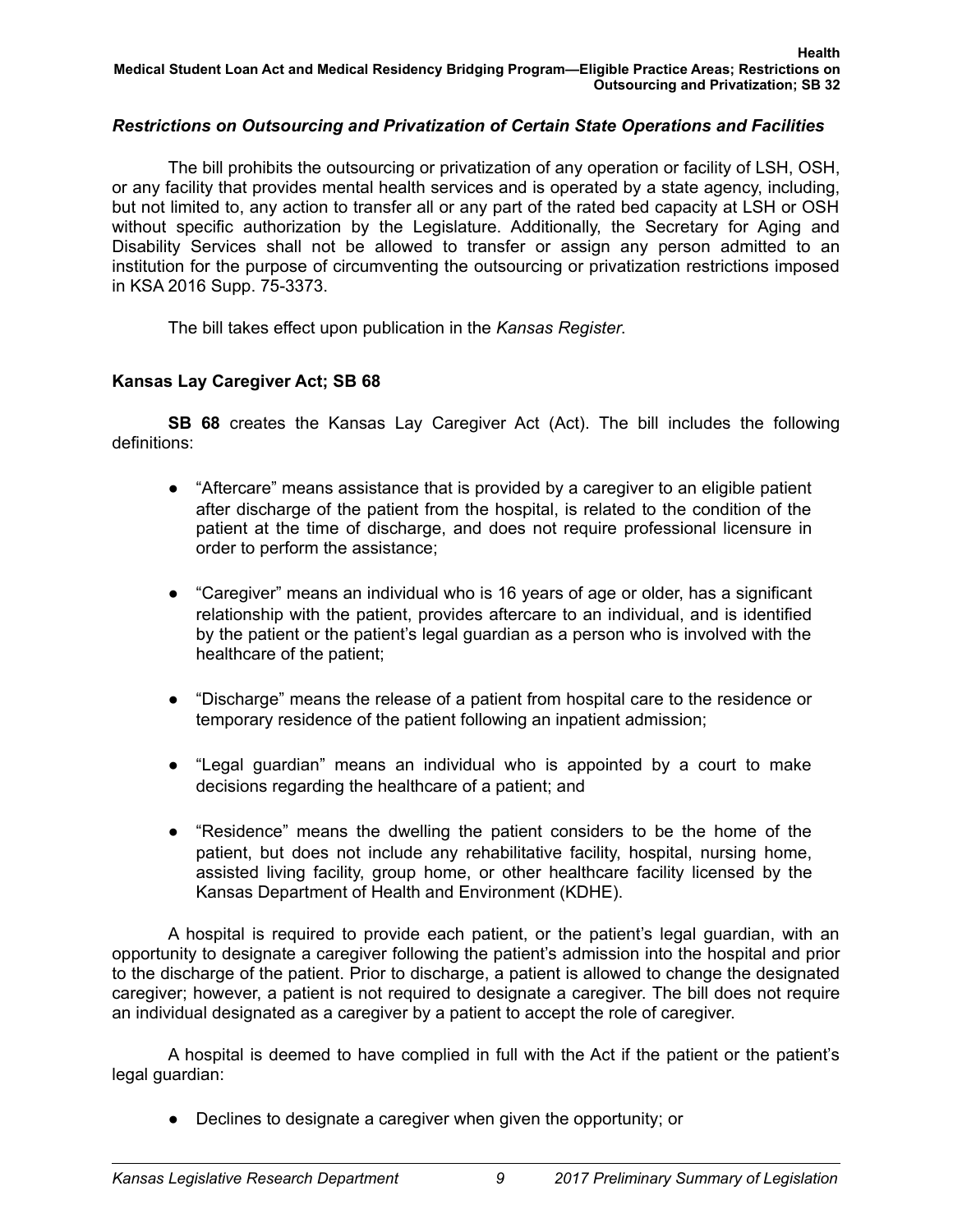### *Restrictions on Outsourcing and Privatization of Certain State Operations and Facilities*

The bill prohibits the outsourcing or privatization of any operation or facility of LSH, OSH, or any facility that provides mental health services and is operated by a state agency, including, but not limited to, any action to transfer all or any part of the rated bed capacity at LSH or OSH without specific authorization by the Legislature. Additionally, the Secretary for Aging and Disability Services shall not be allowed to transfer or assign any person admitted to an institution for the purpose of circumventing the outsourcing or privatization restrictions imposed in KSA 2016 Supp. 75-3373.

The bill takes effect upon publication in the *Kansas Register*.

## Kansas Lay Caregiver Act; SB 68

**SB 68** creates the Kansas Lay Caregiver Act (Act). The bill includes the following definitions:

- "Aftercare" means assistance that is provided by a caregiver to an eligible patient after discharge of the patient from the hospital, is related to the condition of the patient at the time of discharge, and does not require professional licensure in order to perform the assistance;
- "Caregiver" means an individual who is 16 years of age or older, has a significant relationship with the patient, provides aftercare to an individual, and is identified by the patient or the patient's legal guardian as a person who is involved with the healthcare of the patient;
- "Discharge" means the release of a patient from hospital care to the residence or temporary residence of the patient following an inpatient admission;
- "Legal guardian" means an individual who is appointed by a court to make decisions regarding the healthcare of a patient; and
- "Residence" means the dwelling the patient considers to be the home of the patient, but does not include any rehabilitative facility, hospital, nursing home, assisted living facility, group home, or other healthcare facility licensed by the Kansas Department of Health and Environment (KDHE).

A hospital is required to provide each patient, or the patient's legal guardian, with an opportunity to designate a caregiver following the patient's admission into the hospital and prior to the discharge of the patient. Prior to discharge, a patient is allowed to change the designated caregiver; however, a patient is not required to designate a caregiver. The bill does not require an individual designated as a caregiver by a patient to accept the role of caregiver.

A hospital is deemed to have complied in full with the Act if the patient or the patient's legal guardian:

- Declines to designate a caregiver when given the opportunity; or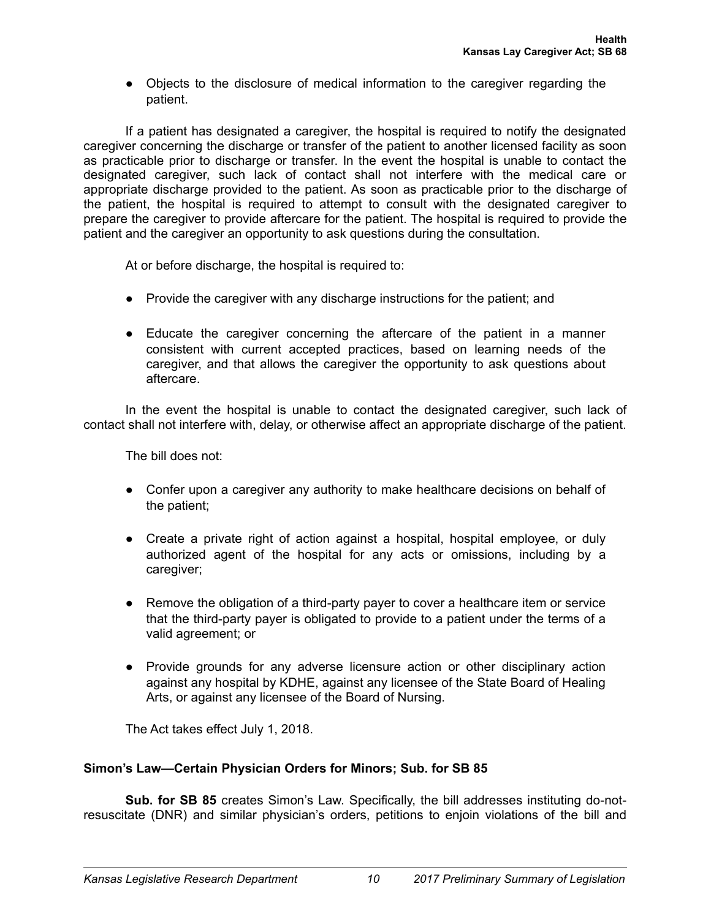- Objects to the disclosure of medical information to the caregiver regarding the patient.

If a patient has designated a caregiver, the hospital is required to notify the designated caregiver concerning the discharge or transfer of the patient to another licensed facility as soon as practicable prior to discharge or transfer. In the event the hospital is unable to contact the designated caregiver, such lack of contact shall not interfere with the medical care or appropriate discharge provided to the patient. As soon as practicable prior to the discharge of the patient, the hospital is required to attempt to consult with the designated caregiver to prepare the caregiver to provide aftercare for the patient. The hospital is required to provide the patient and the caregiver an opportunity to ask questions during the consultation.

At or before discharge, the hospital is required to:

- Provide the caregiver with any discharge instructions for the patient; and
- Educate the caregiver concerning the aftercare of the patient in a manner consistent with current accepted practices, based on learning needs of the caregiver, and that allows the caregiver the opportunity to ask questions about aftercare.

In the event the hospital is unable to contact the designated caregiver, such lack of contact shall not interfere with, delay, or otherwise affect an appropriate discharge of the patient.

The bill does not:

- Confer upon a caregiver any authority to make healthcare decisions on behalf of the patient;
- Create a private right of action against a hospital, hospital employee, or duly authorized agent of the hospital for any acts or omissions, including by a caregiver;
- Remove the obligation of a third-party payer to cover a healthcare item or service that the third-party payer is obligated to provide to a patient under the terms of a valid agreement; or
- Provide grounds for any adverse licensure action or other disciplinary action against any hospital by KDHE, against any licensee of the State Board of Healing Arts, or against any licensee of the Board of Nursing.

The Act takes effect July 1, 2018.

### Simon's Law—Certain Physician Orders for Minors; Sub. for SB 85

**Sub. for SB 85** creates Simon's Law. Specifically, the bill addresses instituting do-not-resuscitate (DNR) and similar physician's orders, petitions to enjoin violations of the bill and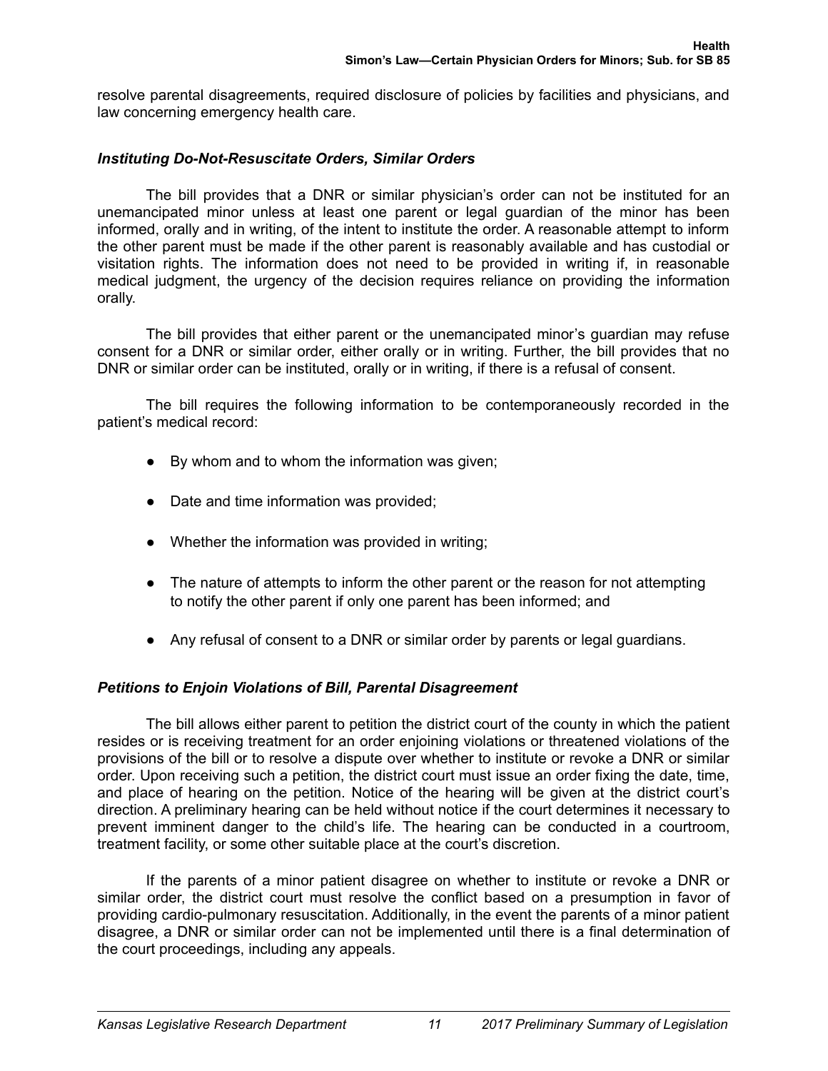resolve parental disagreements, required disclosure of policies by facilities and physicians, and law concerning emergency health care.

### *Instituting Do-Not-Resuscitate Orders, Similar Orders*

The bill provides that a DNR or similar physician's order can not be instituted for an unemancipated minor unless at least one parent or legal guardian of the minor has been informed, orally and in writing, of the intent to institute the order. A reasonable attempt to inform the other parent must be made if the other parent is reasonably available and has custodial or visitation rights. The information does not need to be provided in writing if, in reasonable medical judgment, the urgency of the decision requires reliance on providing the information orally.

The bill provides that either parent or the unemancipated minor's guardian may refuse consent for a DNR or similar order, either orally or in writing. Further, the bill provides that no DNR or similar order can be instituted, orally or in writing, if there is a refusal of consent.

The bill requires the following information to be contemporaneously recorded in the patient's medical record:

- By whom and to whom the information was given;
- Date and time information was provided;
- Whether the information was provided in writing;
- The nature of attempts to inform the other parent or the reason for not attempting to notify the other parent if only one parent has been informed; and
- Any refusal of consent to a DNR or similar order by parents or legal guardians.

### *Petitions to Enjoin Violations of Bill, Parental Disagreement*

The bill allows either parent to petition the district court of the county in which the patient resides or is receiving treatment for an order enjoining violations or threatened violations of the provisions of the bill or to resolve a dispute over whether to institute or revoke a DNR or similar order. Upon receiving such a petition, the district court must issue an order fixing the date, time, and place of hearing on the petition. Notice of the hearing will be given at the district court's direction. A preliminary hearing can be held without notice if the court determines it necessary to prevent imminent danger to the child's life. The hearing can be conducted in a courtroom, treatment facility, or some other suitable place at the court's discretion.

If the parents of a minor patient disagree on whether to institute or revoke a DNR or similar order, the district court must resolve the conflict based on a presumption in favor of providing cardio-pulmonary resuscitation. Additionally, in the event the parents of a minor patient disagree, a DNR or similar order can not be implemented until there is a final determination of the court proceedings, including any appeals.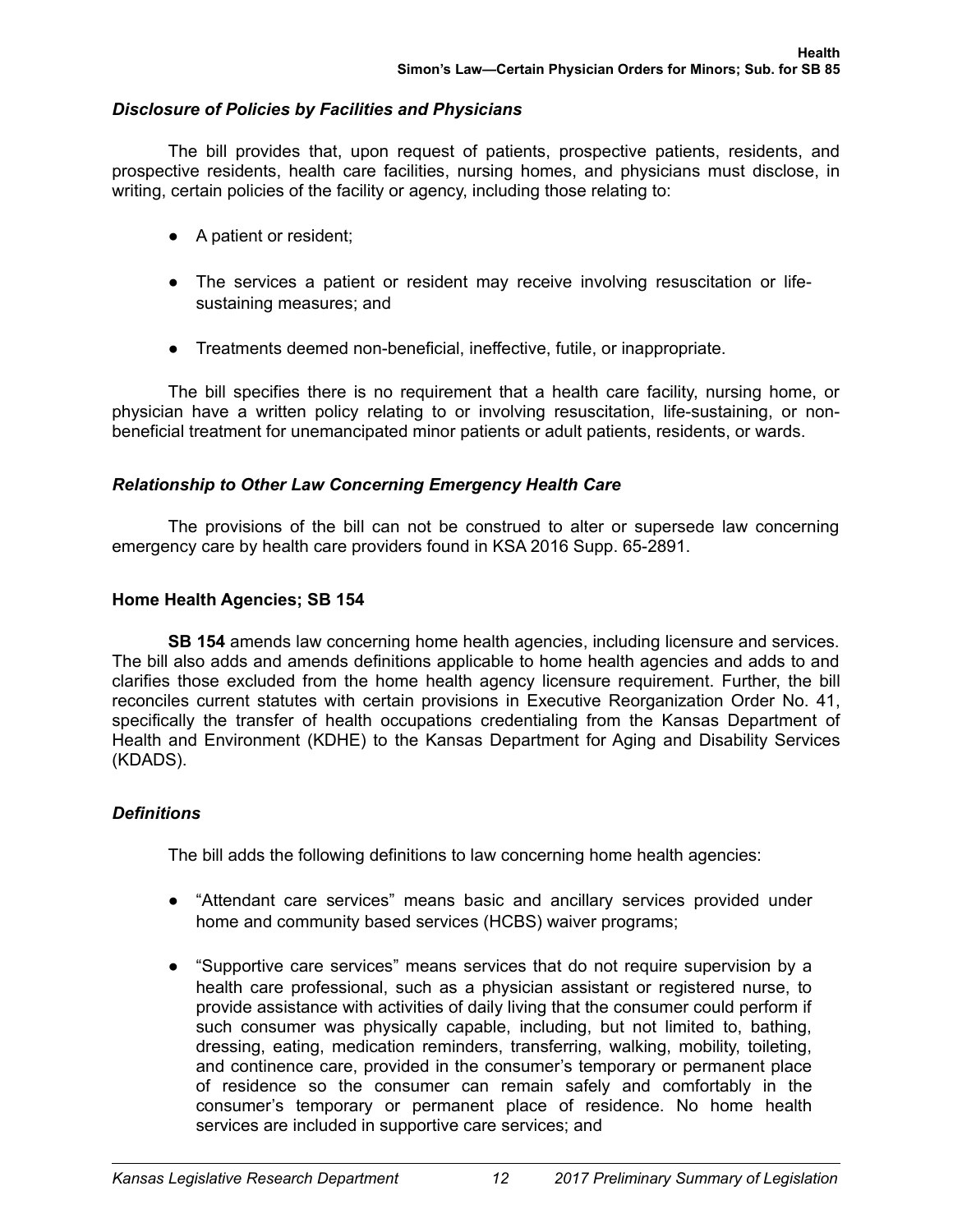### *Disclosure of Policies by Facilities and Physicians*

The bill provides that, upon request of patients, prospective patients, residents, and prospective residents, health care facilities, nursing homes, and physicians must disclose, in writing, certain policies of the facility or agency, including those relating to:

- A patient or resident;
- The services a patient or resident may receive involving resuscitation or life-sustaining measures; and
- Treatments deemed non-beneficial, ineffective, futile, or inappropriate.

The bill specifies there is no requirement that a health care facility, nursing home, or physician have a written policy relating to or involving resuscitation, life-sustaining, or non-beneficial treatment for unemancipated minor patients or adult patients, residents, or wards.

### *Relationship to Other Law Concerning Emergency Health Care*

The provisions of the bill can not be construed to alter or supersede law concerning emergency care by health care providers found in KSA 2016 Supp. 65-2891.

## Home Health Agencies; SB 154

**SB 154** amends law concerning home health agencies, including licensure and services. The bill also adds and amends definitions applicable to home health agencies and adds to and clarifies those excluded from the home health agency licensure requirement. Further, the bill reconciles current statutes with certain provisions in Executive Reorganization Order No. 41, specifically the transfer of health occupations credentialing from the Kansas Department of Health and Environment (KDHE) to the Kansas Department for Aging and Disability Services (KDADS).

### *Definitions*

The bill adds the following definitions to law concerning home health agencies:

- "Attendant care services" means basic and ancillary services provided under home and community based services (HCBS) waiver programs;
- "Supportive care services" means services that do not require supervision by a health care professional, such as a physician assistant or registered nurse, to provide assistance with activities of daily living that the consumer could perform if such consumer was physically capable, including, but not limited to, bathing, dressing, eating, medication reminders, transferring, walking, mobility, toileting, and continence care, provided in the consumer's temporary or permanent place of residence so the consumer can remain safely and comfortably in the consumer's temporary or permanent place of residence. No home health services are included in supportive care services; and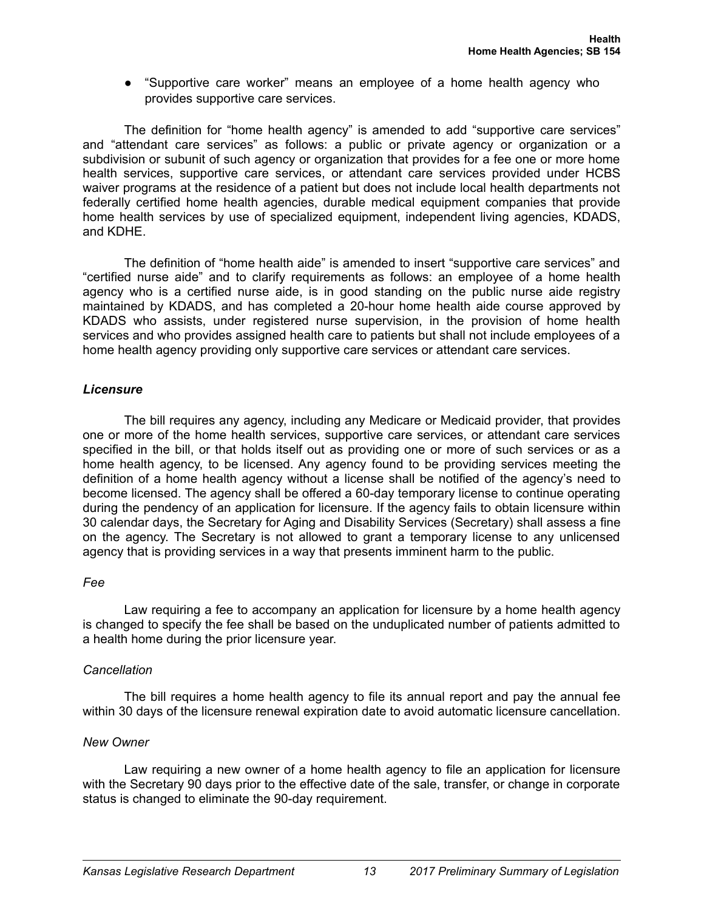- "Supportive care worker" means an employee of a home health agency who provides supportive care services.

The definition for "home health agency" is amended to add "supportive care services" and "attendant care services" as follows: a public or private agency or organization or a subdivision or subunit of such agency or organization that provides for a fee one or more home health services, supportive care services, or attendant care services provided under HCBS waiver programs at the residence of a patient but does not include local health departments not federally certified home health agencies, durable medical equipment companies that provide home health services by use of specialized equipment, independent living agencies, KDADS, and KDHE.

The definition of "home health aide" is amended to insert "supportive care services" and "certified nurse aide" and to clarify requirements as follows: an employee of a home health agency who is a certified nurse aide, is in good standing on the public nurse aide registry maintained by KDADS, and has completed a 20-hour home health aide course approved by KDADS who assists, under registered nurse supervision, in the provision of home health services and who provides assigned health care to patients but shall not include employees of a home health agency providing only supportive care services or attendant care services.

### *Licensure*

The bill requires any agency, including any Medicare or Medicaid provider, that provides one or more of the home health services, supportive care services, or attendant care services specified in the bill, or that holds itself out as providing one or more of such services or as a home health agency, to be licensed. Any agency found to be providing services meeting the definition of a home health agency without a license shall be notified of the agency's need to become licensed. The agency shall be offered a 60-day temporary license to continue operating during the pendency of an application for licensure. If the agency fails to obtain licensure within 30 calendar days, the Secretary for Aging and Disability Services (Secretary) shall assess a fine on the agency. The Secretary is not allowed to grant a temporary license to any unlicensed agency that is providing services in a way that presents imminent harm to the public.

#### *Fee*

Law requiring a fee to accompany an application for licensure by a home health agency is changed to specify the fee shall be based on the unduplicated number of patients admitted to a health home during the prior licensure year.

#### *Cancellation*

The bill requires a home health agency to file its annual report and pay the annual fee within 30 days of the licensure renewal expiration date to avoid automatic licensure cancellation.

#### *New Owner*

Law requiring a new owner of a home health agency to file an application for licensure with the Secretary 90 days prior to the effective date of the sale, transfer, or change in corporate status is changed to eliminate the 90-day requirement.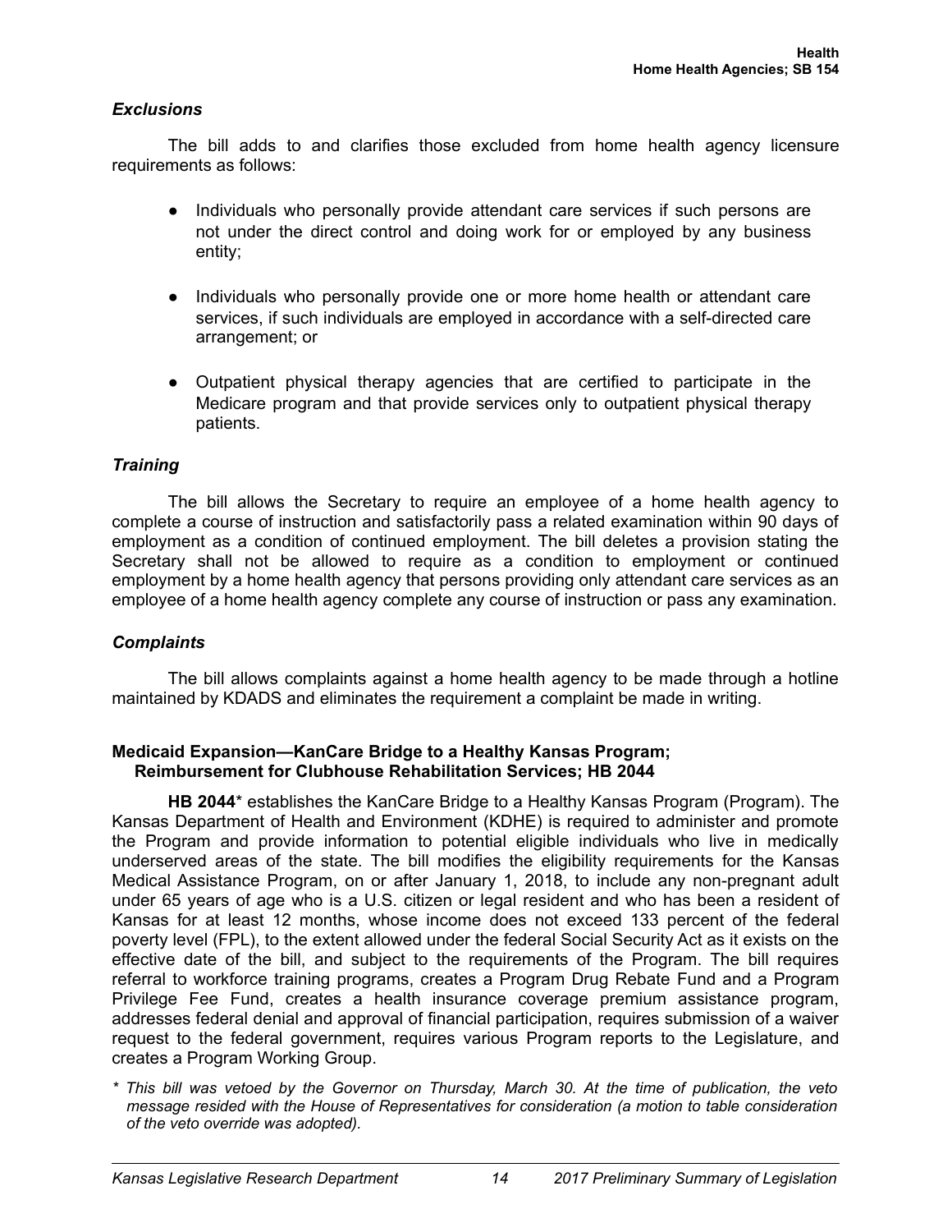### *Exclusions*

The bill adds to and clarifies those excluded from home health agency licensure requirements as follows:

- Individuals who personally provide attendant care services if such persons are not under the direct control and doing work for or employed by any business entity;
- Individuals who personally provide one or more home health or attendant care services, if such individuals are employed in accordance with a self-directed care arrangement; or
- Outpatient physical therapy agencies that are certified to participate in the Medicare program and that provide services only to outpatient physical therapy patients.

### *Training*

The bill allows the Secretary to require an employee of a home health agency to complete a course of instruction and satisfactorily pass a related examination within 90 days of employment as a condition of continued employment. The bill deletes a provision stating the Secretary shall not be allowed to require as a condition to employment or continued employment by a home health agency that persons providing only attendant care services as an employee of a home health agency complete any course of instruction or pass any examination.

### *Complaints*

The bill allows complaints against a home health agency to be made through a hotline maintained by KDADS and eliminates the requirement a complaint be made in writing.

## Medicaid Expansion—KanCare Bridge to a Healthy Kansas Program; Reimbursement for Clubhouse Rehabilitation Services; HB 2044

**HB 2044*** establishes the KanCare Bridge to a Healthy Kansas Program (Program). The Kansas Department of Health and Environment (KDHE) is required to administer and promote the Program and provide information to potential eligible individuals who live in medically underserved areas of the state. The bill modifies the eligibility requirements for the Kansas Medical Assistance Program, on or after January 1, 2018, to include any non-pregnant adult under 65 years of age who is a U.S. citizen or legal resident and who has been a resident of Kansas for at least 12 months, whose income does not exceed 133 percent of the federal poverty level (FPL), to the extent allowed under the federal Social Security Act as it exists on the effective date of the bill, and subject to the requirements of the Program. The bill requires referral to workforce training programs, creates a Program Drug Rebate Fund and a Program Privilege Fee Fund, creates a health insurance coverage premium assistance program, addresses federal denial and approval of financial participation, requires submission of a waiver request to the federal government, requires various Program reports to the Legislature, and creates a Program Working Group.

*\* This bill was vetoed by the Governor on Thursday, March 30. At the time of publication, the veto message resided with the House of Representatives for consideration (a motion to table consideration of the veto override was adopted).*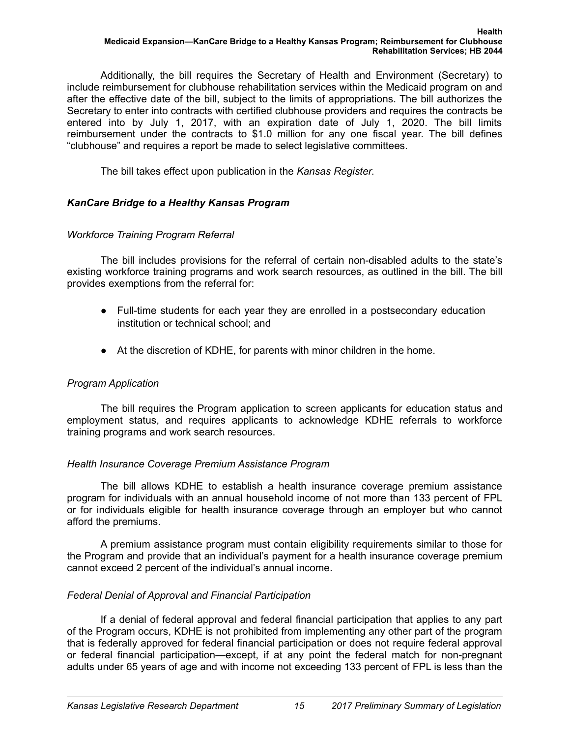Additionally, the bill requires the Secretary of Health and Environment (Secretary) to include reimbursement for clubhouse rehabilitation services within the Medicaid program on and after the effective date of the bill, subject to the limits of appropriations. The bill authorizes the Secretary to enter into contracts with certified clubhouse providers and requires the contracts be entered into by July 1, 2017, with an expiration date of July 1, 2020. The bill limits reimbursement under the contracts to $1.0 million for any one fiscal year. The bill defines "clubhouse" and requires a report be made to select legislative committees.

The bill takes effect upon publication in the *Kansas Register*.

### *KanCare Bridge to a Healthy Kansas Program*

#### *Workforce Training Program Referral*

The bill includes provisions for the referral of certain non-disabled adults to the state's existing workforce training programs and work search resources, as outlined in the bill. The bill provides exemptions from the referral for:

- Full-time students for each year they are enrolled in a postsecondary education institution or technical school; and
- At the discretion of KDHE, for parents with minor children in the home.

#### *Program Application*

The bill requires the Program application to screen applicants for education status and employment status, and requires applicants to acknowledge KDHE referrals to workforce training programs and work search resources.

#### *Health Insurance Coverage Premium Assistance Program*

The bill allows KDHE to establish a health insurance coverage premium assistance program for individuals with an annual household income of not more than 133 percent of FPL or for individuals eligible for health insurance coverage through an employer but who cannot afford the premiums.

A premium assistance program must contain eligibility requirements similar to those for the Program and provide that an individual's payment for a health insurance coverage premium cannot exceed 2 percent of the individual's annual income.

#### *Federal Denial of Approval and Financial Participation*

If a denial of federal approval and federal financial participation that applies to any part of the Program occurs, KDHE is not prohibited from implementing any other part of the program that is federally approved for federal financial participation or does not require federal approval or federal financial participation—except, if at any point the federal match for non-pregnant adults under 65 years of age and with income not exceeding 133 percent of FPL is less than the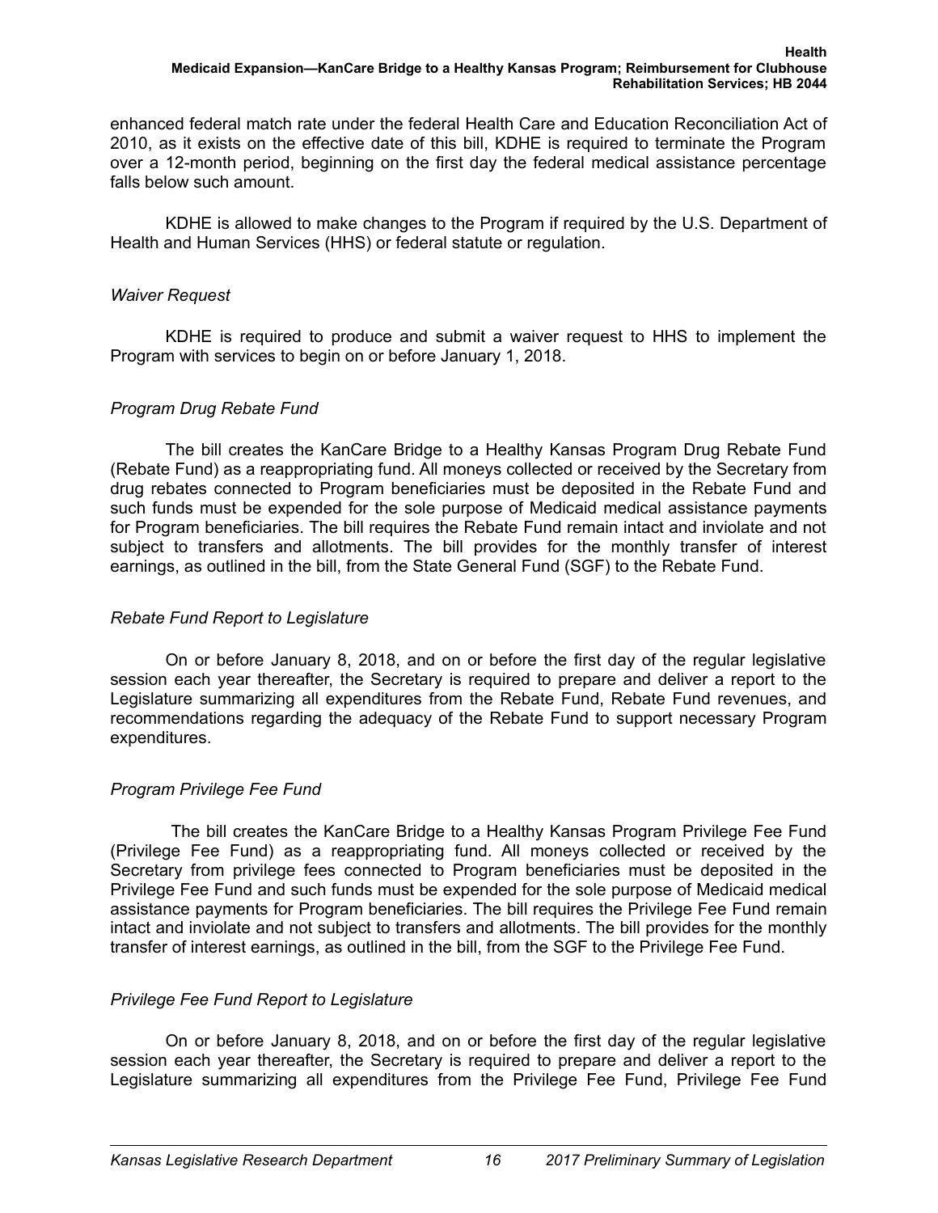enhanced federal match rate under the federal Health Care and Education Reconciliation Act of 2010, as it exists on the effective date of this bill, KDHE is required to terminate the Program over a 12-month period, beginning on the first day the federal medical assistance percentage falls below such amount.

KDHE is allowed to make changes to the Program if required by the U.S. Department of Health and Human Services (HHS) or federal statute or regulation.

*Waiver Request*

KDHE is required to produce and submit a waiver request to HHS to implement the Program with services to begin on or before January 1, 2018.

*Program Drug Rebate Fund*

The bill creates the KanCare Bridge to a Healthy Kansas Program Drug Rebate Fund (Rebate Fund) as a reappropriating fund. All moneys collected or received by the Secretary from drug rebates connected to Program beneficiaries must be deposited in the Rebate Fund and such funds must be expended for the sole purpose of Medicaid medical assistance payments for Program beneficiaries. The bill requires the Rebate Fund remain intact and inviolate and not subject to transfers and allotments. The bill provides for the monthly transfer of interest earnings, as outlined in the bill, from the State General Fund (SGF) to the Rebate Fund.

*Rebate Fund Report to Legislature*

On or before January 8, 2018, and on or before the first day of the regular legislative session each year thereafter, the Secretary is required to prepare and deliver a report to the Legislature summarizing all expenditures from the Rebate Fund, Rebate Fund revenues, and recommendations regarding the adequacy of the Rebate Fund to support necessary Program expenditures.

*Program Privilege Fee Fund*

The bill creates the KanCare Bridge to a Healthy Kansas Program Privilege Fee Fund (Privilege Fee Fund) as a reappropriating fund. All moneys collected or received by the Secretary from privilege fees connected to Program beneficiaries must be deposited in the Privilege Fee Fund and such funds must be expended for the sole purpose of Medicaid medical assistance payments for Program beneficiaries. The bill requires the Privilege Fee Fund remain intact and inviolate and not subject to transfers and allotments. The bill provides for the monthly transfer of interest earnings, as outlined in the bill, from the SGF to the Privilege Fee Fund.

*Privilege Fee Fund Report to Legislature*

On or before January 8, 2018, and on or before the first day of the regular legislative session each year thereafter, the Secretary is required to prepare and deliver a report to the Legislature summarizing all expenditures from the Privilege Fee Fund, Privilege Fee Fund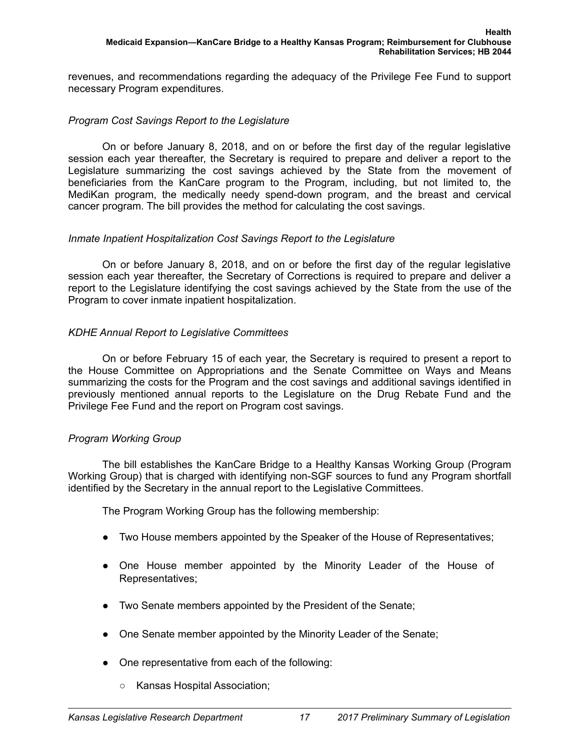revenues, and recommendations regarding the adequacy of the Privilege Fee Fund to support necessary Program expenditures.

*Program Cost Savings Report to the Legislature*

On or before January 8, 2018, and on or before the first day of the regular legislative session each year thereafter, the Secretary is required to prepare and deliver a report to the Legislature summarizing the cost savings achieved by the State from the movement of beneficiaries from the KanCare program to the Program, including, but not limited to, the MediKan program, the medically needy spend-down program, and the breast and cervical cancer program. The bill provides the method for calculating the cost savings.

*Inmate Inpatient Hospitalization Cost Savings Report to the Legislature*

On or before January 8, 2018, and on or before the first day of the regular legislative session each year thereafter, the Secretary of Corrections is required to prepare and deliver a report to the Legislature identifying the cost savings achieved by the State from the use of the Program to cover inmate inpatient hospitalization.

*KDHE Annual Report to Legislative Committees*

On or before February 15 of each year, the Secretary is required to present a report to the House Committee on Appropriations and the Senate Committee on Ways and Means summarizing the costs for the Program and the cost savings and additional savings identified in previously mentioned annual reports to the Legislature on the Drug Rebate Fund and the Privilege Fee Fund and the report on Program cost savings.

*Program Working Group*

The bill establishes the KanCare Bridge to a Healthy Kansas Working Group (Program Working Group) that is charged with identifying non-SGF sources to fund any Program shortfall identified by the Secretary in the annual report to the Legislative Committees.

The Program Working Group has the following membership:

- Two House members appointed by the Speaker of the House of Representatives;
- One House member appointed by the Minority Leader of the House of Representatives;
- Two Senate members appointed by the President of the Senate;
- One Senate member appointed by the Minority Leader of the Senate;
- One representative from each of the following:
  - Kansas Hospital Association;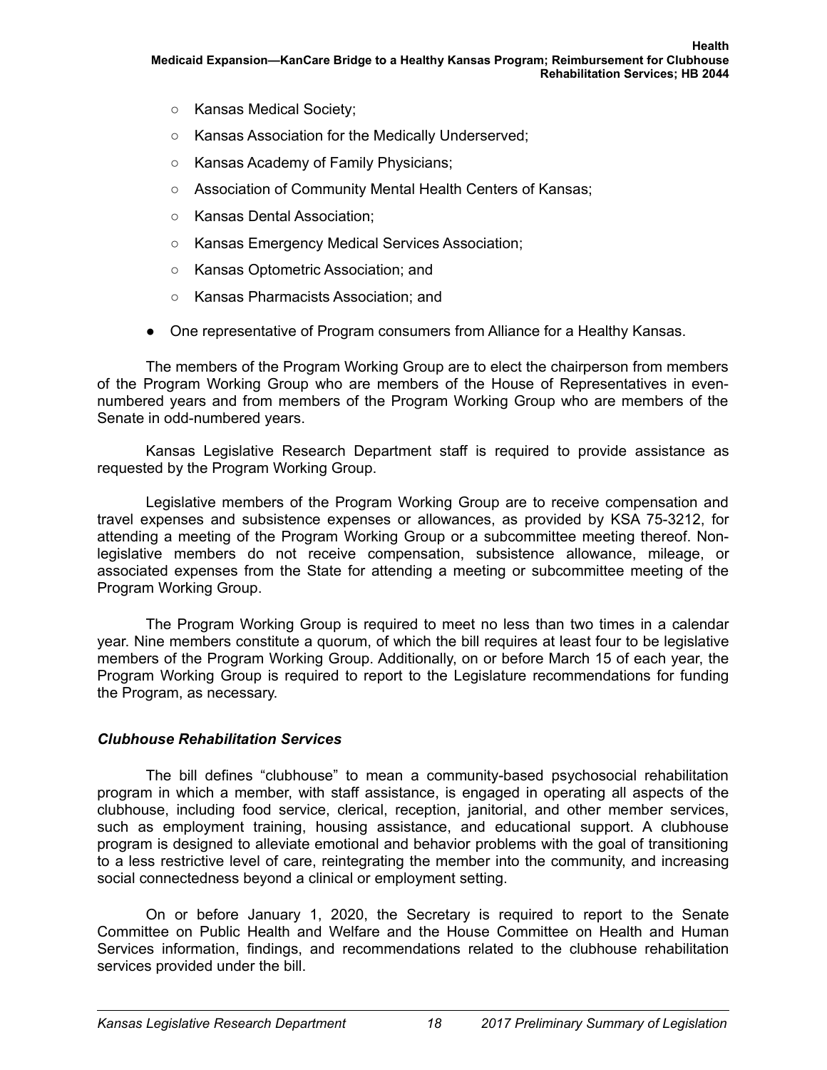- Kansas Medical Society;
    - Kansas Association for the Medically Underserved;
    - Kansas Academy of Family Physicians;
    - Association of Community Mental Health Centers of Kansas;
    - Kansas Dental Association;
    - Kansas Emergency Medical Services Association;
    - Kansas Optometric Association; and
    - Kansas Pharmacists Association; and
- One representative of Program consumers from Alliance for a Healthy Kansas.

The members of the Program Working Group are to elect the chairperson from members of the Program Working Group who are members of the House of Representatives in even-numbered years and from members of the Program Working Group who are members of the Senate in odd-numbered years.

Kansas Legislative Research Department staff is required to provide assistance as requested by the Program Working Group.

Legislative members of the Program Working Group are to receive compensation and travel expenses and subsistence expenses or allowances, as provided by KSA 75-3212, for attending a meeting of the Program Working Group or a subcommittee meeting thereof. Non-legislative members do not receive compensation, subsistence allowance, mileage, or associated expenses from the State for attending a meeting or subcommittee meeting of the Program Working Group.

The Program Working Group is required to meet no less than two times in a calendar year. Nine members constitute a quorum, of which the bill requires at least four to be legislative members of the Program Working Group. Additionally, on or before March 15 of each year, the Program Working Group is required to report to the Legislature recommendations for funding the Program, as necessary.

### *Clubhouse Rehabilitation Services*

The bill defines "clubhouse" to mean a community-based psychosocial rehabilitation program in which a member, with staff assistance, is engaged in operating all aspects of the clubhouse, including food service, clerical, reception, janitorial, and other member services, such as employment training, housing assistance, and educational support. A clubhouse program is designed to alleviate emotional and behavior problems with the goal of transitioning to a less restrictive level of care, reintegrating the member into the community, and increasing social connectedness beyond a clinical or employment setting.

On or before January 1, 2020, the Secretary is required to report to the Senate Committee on Public Health and Welfare and the House Committee on Health and Human Services information, findings, and recommendations related to the clubhouse rehabilitation services provided under the bill.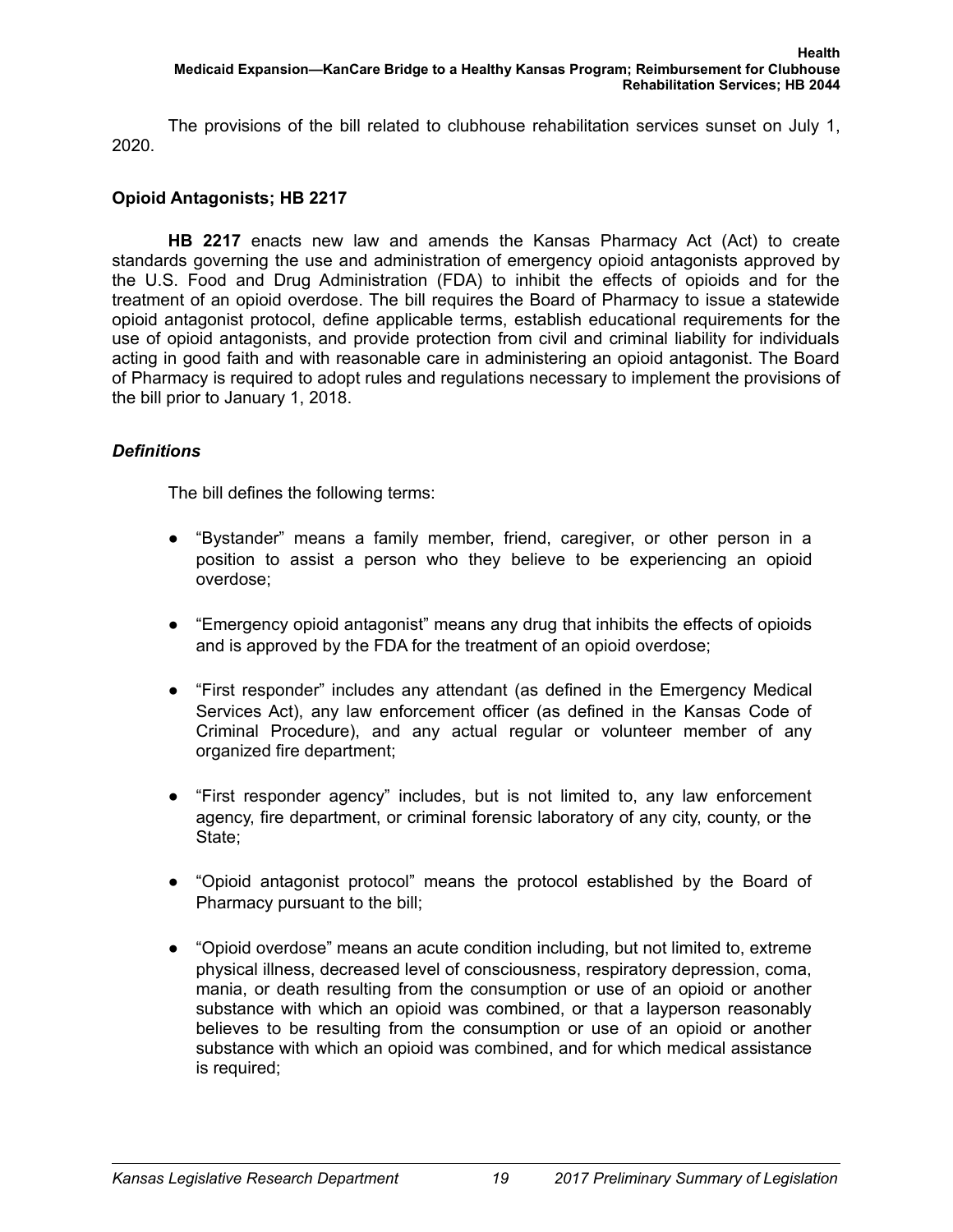The provisions of the bill related to clubhouse rehabilitation services sunset on July 1, 2020.

## Opioid Antagonists; HB 2217

**HB 2217** enacts new law and amends the Kansas Pharmacy Act (Act) to create standards governing the use and administration of emergency opioid antagonists approved by the U.S. Food and Drug Administration (FDA) to inhibit the effects of opioids and for the treatment of an opioid overdose. The bill requires the Board of Pharmacy to issue a statewide opioid antagonist protocol, define applicable terms, establish educational requirements for the use of opioid antagonists, and provide protection from civil and criminal liability for individuals acting in good faith and with reasonable care in administering an opioid antagonist. The Board of Pharmacy is required to adopt rules and regulations necessary to implement the provisions of the bill prior to January 1, 2018.

### *Definitions*

The bill defines the following terms:

- "Bystander" means a family member, friend, caregiver, or other person in a position to assist a person who they believe to be experiencing an opioid overdose;
- "Emergency opioid antagonist" means any drug that inhibits the effects of opioids and is approved by the FDA for the treatment of an opioid overdose;
- "First responder" includes any attendant (as defined in the Emergency Medical Services Act), any law enforcement officer (as defined in the Kansas Code of Criminal Procedure), and any actual regular or volunteer member of any organized fire department;
- "First responder agency" includes, but is not limited to, any law enforcement agency, fire department, or criminal forensic laboratory of any city, county, or the State;
- "Opioid antagonist protocol" means the protocol established by the Board of Pharmacy pursuant to the bill;
- "Opioid overdose" means an acute condition including, but not limited to, extreme physical illness, decreased level of consciousness, respiratory depression, coma, mania, or death resulting from the consumption or use of an opioid or another substance with which an opioid was combined, or that a layperson reasonably believes to be resulting from the consumption or use of an opioid or another substance with which an opioid was combined, and for which medical assistance is required;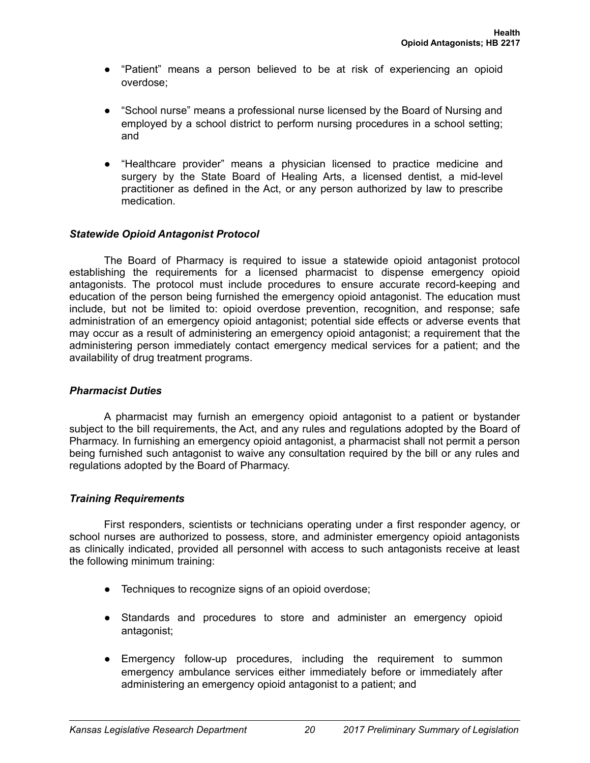- "Patient" means a person believed to be at risk of experiencing an opioid overdose;

- "School nurse" means a professional nurse licensed by the Board of Nursing and employed by a school district to perform nursing procedures in a school setting; and

- "Healthcare provider" means a physician licensed to practice medicine and surgery by the State Board of Healing Arts, a licensed dentist, a mid-level practitioner as defined in the Act, or any person authorized by law to prescribe medication.

### *Statewide Opioid Antagonist Protocol*

The Board of Pharmacy is required to issue a statewide opioid antagonist protocol establishing the requirements for a licensed pharmacist to dispense emergency opioid antagonists. The protocol must include procedures to ensure accurate record-keeping and education of the person being furnished the emergency opioid antagonist. The education must include, but not be limited to: opioid overdose prevention, recognition, and response; safe administration of an emergency opioid antagonist; potential side effects or adverse events that may occur as a result of administering an emergency opioid antagonist; a requirement that the administering person immediately contact emergency medical services for a patient; and the availability of drug treatment programs.

### *Pharmacist Duties*

A pharmacist may furnish an emergency opioid antagonist to a patient or bystander subject to the bill requirements, the Act, and any rules and regulations adopted by the Board of Pharmacy. In furnishing an emergency opioid antagonist, a pharmacist shall not permit a person being furnished such antagonist to waive any consultation required by the bill or any rules and regulations adopted by the Board of Pharmacy.

### *Training Requirements*

First responders, scientists or technicians operating under a first responder agency, or school nurses are authorized to possess, store, and administer emergency opioid antagonists as clinically indicated, provided all personnel with access to such antagonists receive at least the following minimum training:

- Techniques to recognize signs of an opioid overdose;

- Standards and procedures to store and administer an emergency opioid antagonist;

- Emergency follow-up procedures, including the requirement to summon emergency ambulance services either immediately before or immediately after administering an emergency opioid antagonist to a patient; and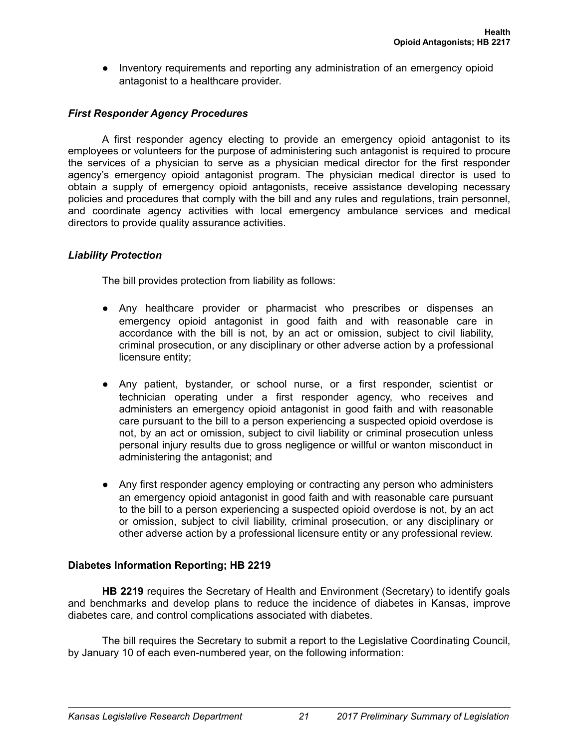- Inventory requirements and reporting any administration of an emergency opioid antagonist to a healthcare provider.

### *First Responder Agency Procedures*

A first responder agency electing to provide an emergency opioid antagonist to its employees or volunteers for the purpose of administering such antagonist is required to procure the services of a physician to serve as a physician medical director for the first responder agency's emergency opioid antagonist program. The physician medical director is used to obtain a supply of emergency opioid antagonists, receive assistance developing necessary policies and procedures that comply with the bill and any rules and regulations, train personnel, and coordinate agency activities with local emergency ambulance services and medical directors to provide quality assurance activities.

### *Liability Protection*

The bill provides protection from liability as follows:

- Any healthcare provider or pharmacist who prescribes or dispenses an emergency opioid antagonist in good faith and with reasonable care in accordance with the bill is not, by an act or omission, subject to civil liability, criminal prosecution, or any disciplinary or other adverse action by a professional licensure entity;
- Any patient, bystander, or school nurse, or a first responder, scientist or technician operating under a first responder agency, who receives and administers an emergency opioid antagonist in good faith and with reasonable care pursuant to the bill to a person experiencing a suspected opioid overdose is not, by an act or omission, subject to civil liability or criminal prosecution unless personal injury results due to gross negligence or willful or wanton misconduct in administering the antagonist; and
- Any first responder agency employing or contracting any person who administers an emergency opioid antagonist in good faith and with reasonable care pursuant to the bill to a person experiencing a suspected opioid overdose is not, by an act or omission, subject to civil liability, criminal prosecution, or any disciplinary or other adverse action by a professional licensure entity or any professional review.

## Diabetes Information Reporting; HB 2219

**HB 2219** requires the Secretary of Health and Environment (Secretary) to identify goals and benchmarks and develop plans to reduce the incidence of diabetes in Kansas, improve diabetes care, and control complications associated with diabetes.

The bill requires the Secretary to submit a report to the Legislative Coordinating Council, by January 10 of each even-numbered year, on the following information: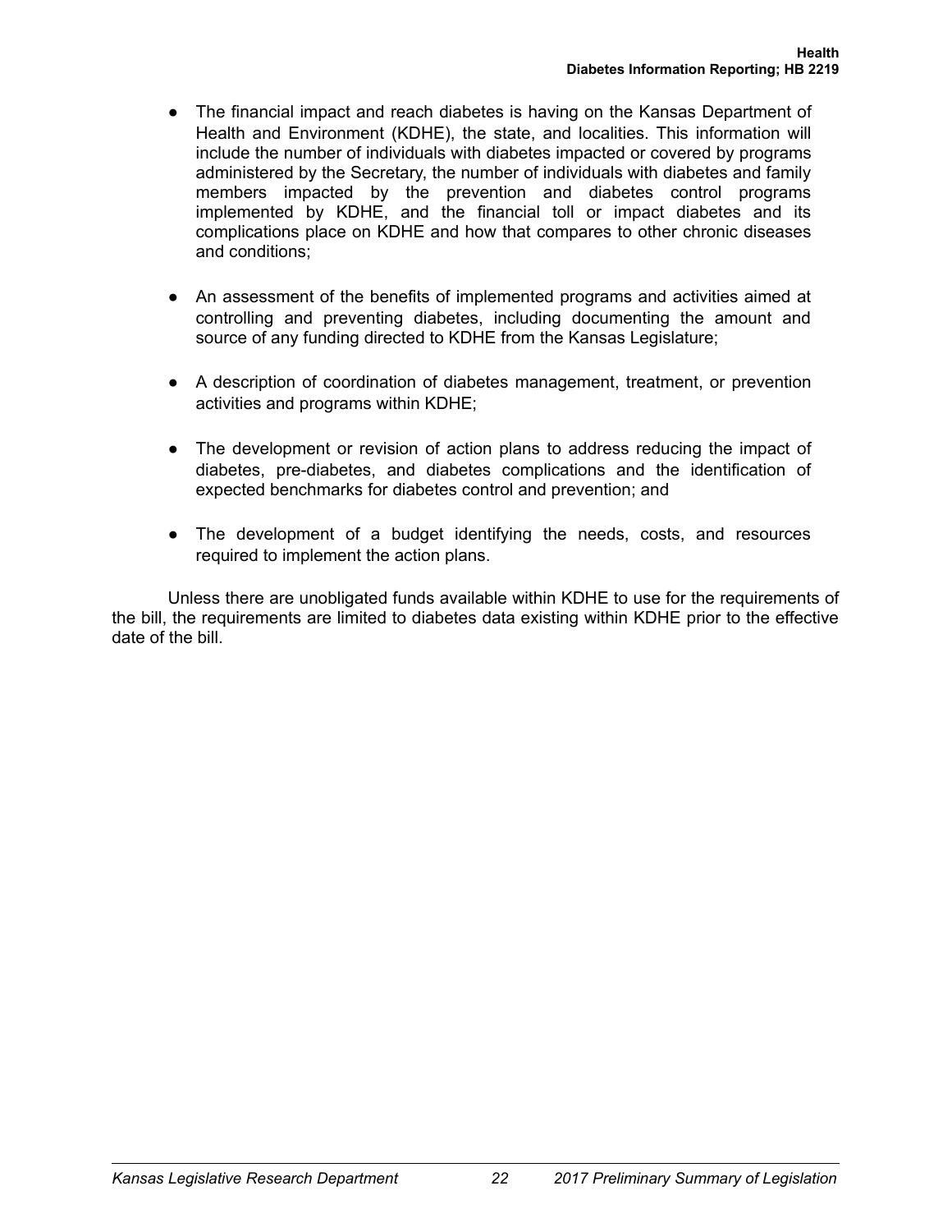- The financial impact and reach diabetes is having on the Kansas Department of Health and Environment (KDHE), the state, and localities. This information will include the number of individuals with diabetes impacted or covered by programs administered by the Secretary, the number of individuals with diabetes and family members impacted by the prevention and diabetes control programs implemented by KDHE, and the financial toll or impact diabetes and its complications place on KDHE and how that compares to other chronic diseases and conditions;
- An assessment of the benefits of implemented programs and activities aimed at controlling and preventing diabetes, including documenting the amount and source of any funding directed to KDHE from the Kansas Legislature;
- A description of coordination of diabetes management, treatment, or prevention activities and programs within KDHE;
- The development or revision of action plans to address reducing the impact of diabetes, pre-diabetes, and diabetes complications and the identification of expected benchmarks for diabetes control and prevention; and
- The development of a budget identifying the needs, costs, and resources required to implement the action plans.

Unless there are unobligated funds available within KDHE to use for the requirements of the bill, the requirements are limited to diabetes data existing within KDHE prior to the effective date of the bill.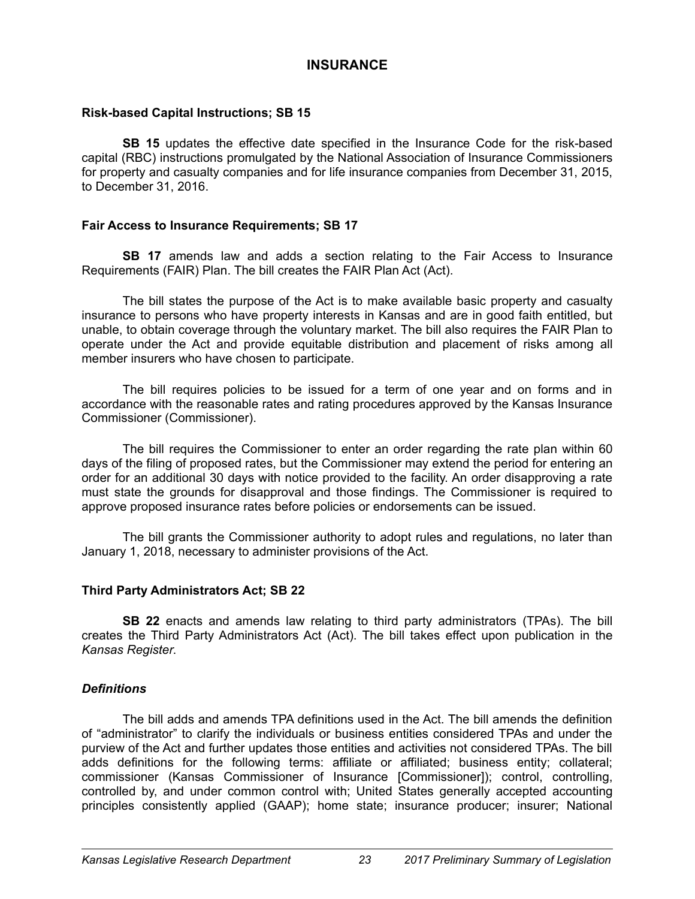# INSURANCE

### Risk-based Capital Instructions; SB 15

**SB 15** updates the effective date specified in the Insurance Code for the risk-based capital (RBC) instructions promulgated by the National Association of Insurance Commissioners for property and casualty companies and for life insurance companies from December 31, 2015, to December 31, 2016.

### Fair Access to Insurance Requirements; SB 17

**SB 17** amends law and adds a section relating to the Fair Access to Insurance Requirements (FAIR) Plan. The bill creates the FAIR Plan Act (Act).

The bill states the purpose of the Act is to make available basic property and casualty insurance to persons who have property interests in Kansas and are in good faith entitled, but unable, to obtain coverage through the voluntary market. The bill also requires the FAIR Plan to operate under the Act and provide equitable distribution and placement of risks among all member insurers who have chosen to participate.

The bill requires policies to be issued for a term of one year and on forms and in accordance with the reasonable rates and rating procedures approved by the Kansas Insurance Commissioner (Commissioner).

The bill requires the Commissioner to enter an order regarding the rate plan within 60 days of the filing of proposed rates, but the Commissioner may extend the period for entering an order for an additional 30 days with notice provided to the facility. An order disapproving a rate must state the grounds for disapproval and those findings. The Commissioner is required to approve proposed insurance rates before policies or endorsements can be issued.

The bill grants the Commissioner authority to adopt rules and regulations, no later than January 1, 2018, necessary to administer provisions of the Act.

### Third Party Administrators Act; SB 22

**SB 22** enacts and amends law relating to third party administrators (TPAs). The bill creates the Third Party Administrators Act (Act). The bill takes effect upon publication in the *Kansas Register*.

#### *Definitions*

The bill adds and amends TPA definitions used in the Act. The bill amends the definition of "administrator" to clarify the individuals or business entities considered TPAs and under the purview of the Act and further updates those entities and activities not considered TPAs. The bill adds definitions for the following terms: affiliate or affiliated; business entity; collateral; commissioner (Kansas Commissioner of Insurance [Commissioner]); control, controlling, controlled by, and under common control with; United States generally accepted accounting principles consistently applied (GAAP); home state; insurance producer; insurer; National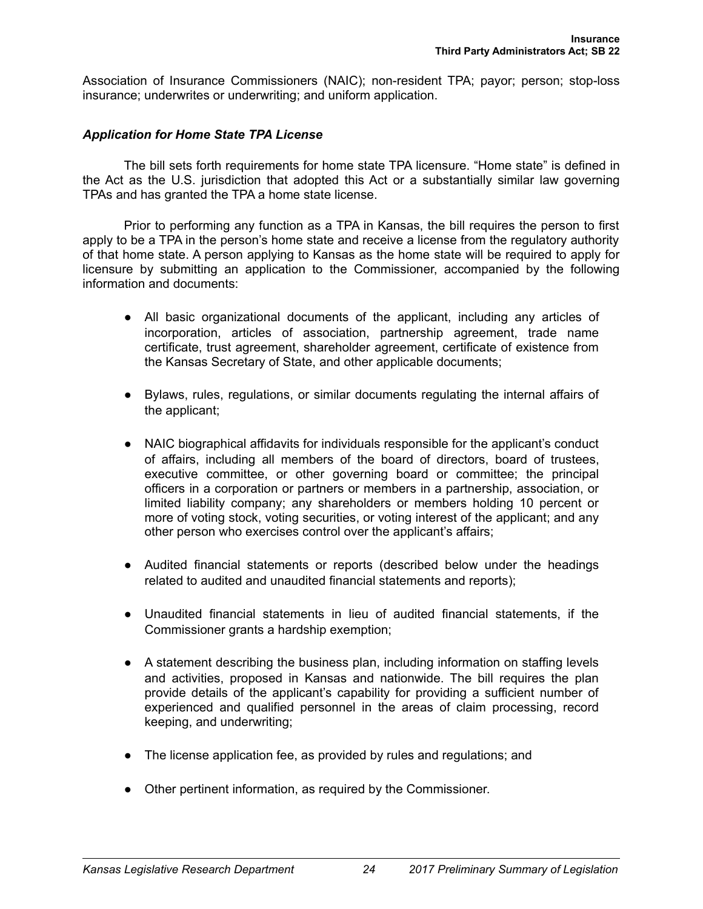Association of Insurance Commissioners (NAIC); non-resident TPA; payor; person; stop-loss insurance; underwrites or underwriting; and uniform application.

### *Application for Home State TPA License*

The bill sets forth requirements for home state TPA licensure. "Home state" is defined in the Act as the U.S. jurisdiction that adopted this Act or a substantially similar law governing TPAs and has granted the TPA a home state license.

Prior to performing any function as a TPA in Kansas, the bill requires the person to first apply to be a TPA in the person's home state and receive a license from the regulatory authority of that home state. A person applying to Kansas as the home state will be required to apply for licensure by submitting an application to the Commissioner, accompanied by the following information and documents:

- All basic organizational documents of the applicant, including any articles of incorporation, articles of association, partnership agreement, trade name certificate, trust agreement, shareholder agreement, certificate of existence from the Kansas Secretary of State, and other applicable documents;
- Bylaws, rules, regulations, or similar documents regulating the internal affairs of the applicant;
- NAIC biographical affidavits for individuals responsible for the applicant's conduct of affairs, including all members of the board of directors, board of trustees, executive committee, or other governing board or committee; the principal officers in a corporation or partners or members in a partnership, association, or limited liability company; any shareholders or members holding 10 percent or more of voting stock, voting securities, or voting interest of the applicant; and any other person who exercises control over the applicant's affairs;
- Audited financial statements or reports (described below under the headings related to audited and unaudited financial statements and reports);
- Unaudited financial statements in lieu of audited financial statements, if the Commissioner grants a hardship exemption;
- A statement describing the business plan, including information on staffing levels and activities, proposed in Kansas and nationwide. The bill requires the plan provide details of the applicant's capability for providing a sufficient number of experienced and qualified personnel in the areas of claim processing, record keeping, and underwriting;
- The license application fee, as provided by rules and regulations; and
- Other pertinent information, as required by the Commissioner.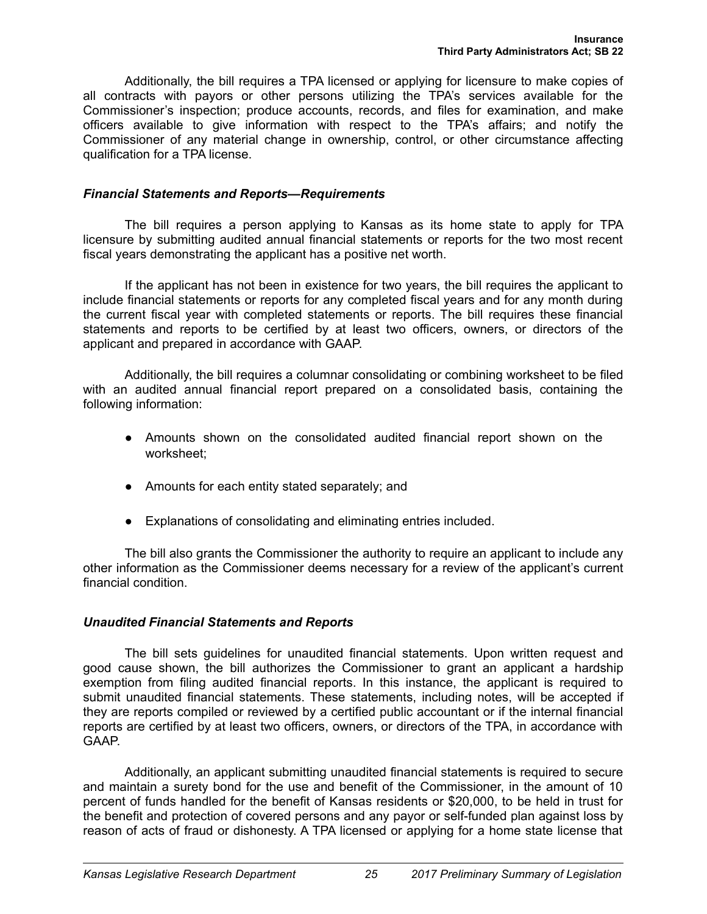Additionally, the bill requires a TPA licensed or applying for licensure to make copies of all contracts with payors or other persons utilizing the TPA's services available for the Commissioner's inspection; produce accounts, records, and files for examination, and make officers available to give information with respect to the TPA's affairs; and notify the Commissioner of any material change in ownership, control, or other circumstance affecting qualification for a TPA license.

### *Financial Statements and Reports—Requirements*

The bill requires a person applying to Kansas as its home state to apply for TPA licensure by submitting audited annual financial statements or reports for the two most recent fiscal years demonstrating the applicant has a positive net worth.

If the applicant has not been in existence for two years, the bill requires the applicant to include financial statements or reports for any completed fiscal years and for any month during the current fiscal year with completed statements or reports. The bill requires these financial statements and reports to be certified by at least two officers, owners, or directors of the applicant and prepared in accordance with GAAP.

Additionally, the bill requires a columnar consolidating or combining worksheet to be filed with an audited annual financial report prepared on a consolidated basis, containing the following information:

- Amounts shown on the consolidated audited financial report shown on the worksheet;
- Amounts for each entity stated separately; and
- Explanations of consolidating and eliminating entries included.

The bill also grants the Commissioner the authority to require an applicant to include any other information as the Commissioner deems necessary for a review of the applicant's current financial condition.

### *Unaudited Financial Statements and Reports*

The bill sets guidelines for unaudited financial statements. Upon written request and good cause shown, the bill authorizes the Commissioner to grant an applicant a hardship exemption from filing audited financial reports. In this instance, the applicant is required to submit unaudited financial statements. These statements, including notes, will be accepted if they are reports compiled or reviewed by a certified public accountant or if the internal financial reports are certified by at least two officers, owners, or directors of the TPA, in accordance with GAAP.

Additionally, an applicant submitting unaudited financial statements is required to secure and maintain a surety bond for the use and benefit of the Commissioner, in the amount of 10 percent of funds handled for the benefit of Kansas residents or $20,000, to be held in trust for the benefit and protection of covered persons and any payor or self-funded plan against loss by reason of acts of fraud or dishonesty. A TPA licensed or applying for a home state license that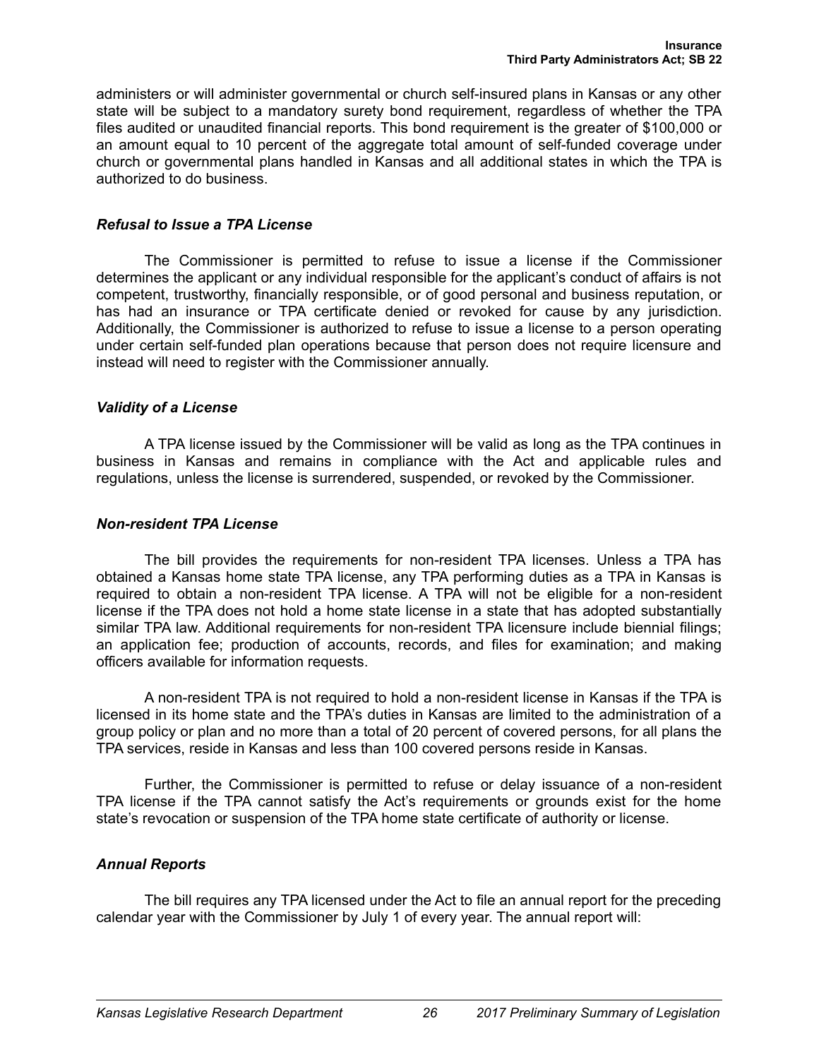administers or will administer governmental or church self-insured plans in Kansas or any other state will be subject to a mandatory surety bond requirement, regardless of whether the TPA files audited or unaudited financial reports. This bond requirement is the greater of $100,000 or an amount equal to 10 percent of the aggregate total amount of self-funded coverage under church or governmental plans handled in Kansas and all additional states in which the TPA is authorized to do business.

### *Refusal to Issue a TPA License*

The Commissioner is permitted to refuse to issue a license if the Commissioner determines the applicant or any individual responsible for the applicant's conduct of affairs is not competent, trustworthy, financially responsible, or of good personal and business reputation, or has had an insurance or TPA certificate denied or revoked for cause by any jurisdiction. Additionally, the Commissioner is authorized to refuse to issue a license to a person operating under certain self-funded plan operations because that person does not require licensure and instead will need to register with the Commissioner annually.

### *Validity of a License*

A TPA license issued by the Commissioner will be valid as long as the TPA continues in business in Kansas and remains in compliance with the Act and applicable rules and regulations, unless the license is surrendered, suspended, or revoked by the Commissioner.

### *Non-resident TPA License*

The bill provides the requirements for non-resident TPA licenses. Unless a TPA has obtained a Kansas home state TPA license, any TPA performing duties as a TPA in Kansas is required to obtain a non-resident TPA license. A TPA will not be eligible for a non-resident license if the TPA does not hold a home state license in a state that has adopted substantially similar TPA law. Additional requirements for non-resident TPA licensure include biennial filings; an application fee; production of accounts, records, and files for examination; and making officers available for information requests.

A non-resident TPA is not required to hold a non-resident license in Kansas if the TPA is licensed in its home state and the TPA's duties in Kansas are limited to the administration of a group policy or plan and no more than a total of 20 percent of covered persons, for all plans the TPA services, reside in Kansas and less than 100 covered persons reside in Kansas.

Further, the Commissioner is permitted to refuse or delay issuance of a non-resident TPA license if the TPA cannot satisfy the Act's requirements or grounds exist for the home state's revocation or suspension of the TPA home state certificate of authority or license.

### *Annual Reports*

The bill requires any TPA licensed under the Act to file an annual report for the preceding calendar year with the Commissioner by July 1 of every year. The annual report will: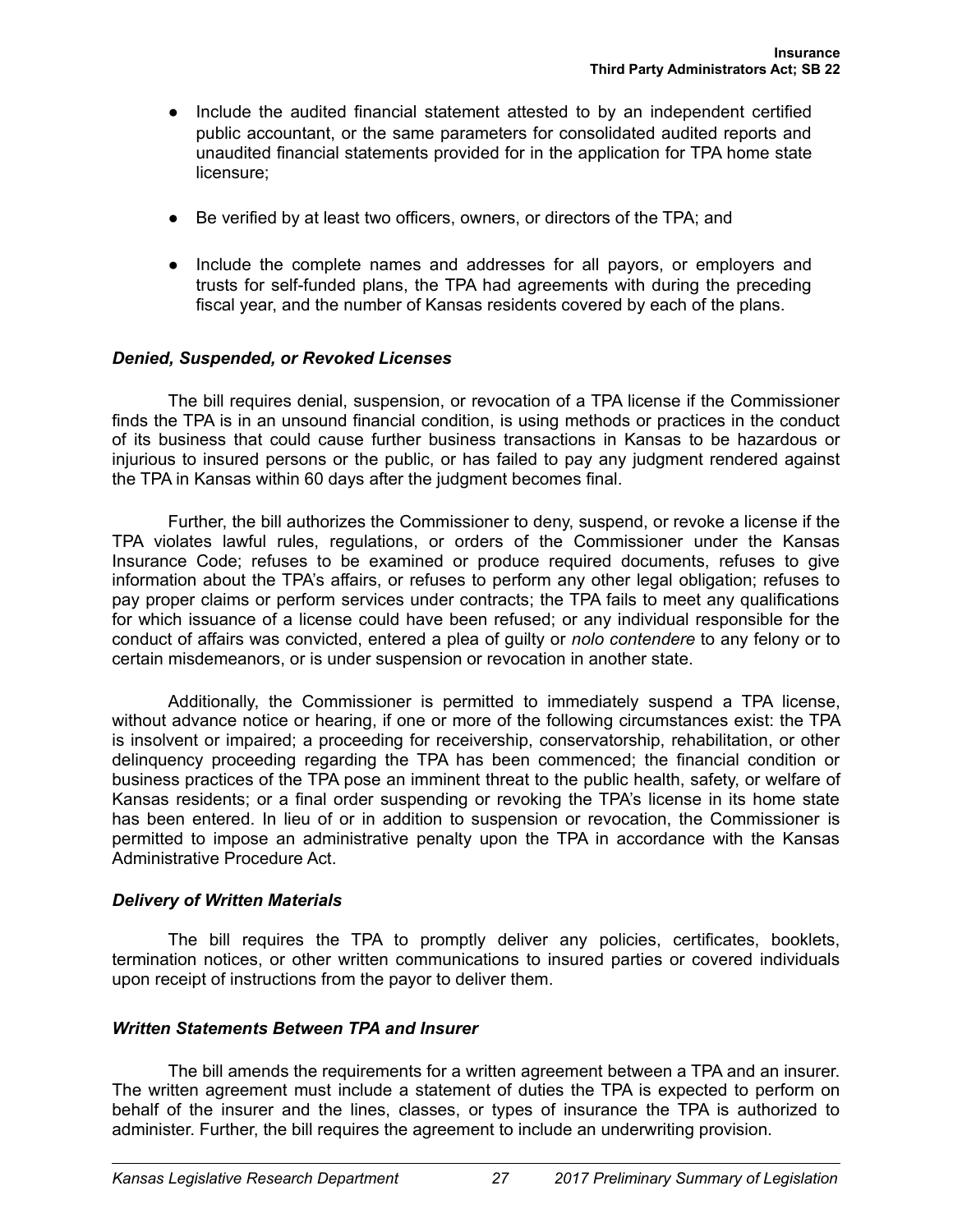- Include the audited financial statement attested to by an independent certified public accountant, or the same parameters for consolidated audited reports and unaudited financial statements provided for in the application for TPA home state licensure;

- Be verified by at least two officers, owners, or directors of the TPA; and

- Include the complete names and addresses for all payors, or employers and trusts for self-funded plans, the TPA had agreements with during the preceding fiscal year, and the number of Kansas residents covered by each of the plans.

### *Denied, Suspended, or Revoked Licenses*

The bill requires denial, suspension, or revocation of a TPA license if the Commissioner finds the TPA is in an unsound financial condition, is using methods or practices in the conduct of its business that could cause further business transactions in Kansas to be hazardous or injurious to insured persons or the public, or has failed to pay any judgment rendered against the TPA in Kansas within 60 days after the judgment becomes final.

Further, the bill authorizes the Commissioner to deny, suspend, or revoke a license if the TPA violates lawful rules, regulations, or orders of the Commissioner under the Kansas Insurance Code; refuses to be examined or produce required documents, refuses to give information about the TPA's affairs, or refuses to perform any other legal obligation; refuses to pay proper claims or perform services under contracts; the TPA fails to meet any qualifications for which issuance of a license could have been refused; or any individual responsible for the conduct of affairs was convicted, entered a plea of guilty or *nolo contendere* to any felony or to certain misdemeanors, or is under suspension or revocation in another state.

Additionally, the Commissioner is permitted to immediately suspend a TPA license, without advance notice or hearing, if one or more of the following circumstances exist: the TPA is insolvent or impaired; a proceeding for receivership, conservatorship, rehabilitation, or other delinquency proceeding regarding the TPA has been commenced; the financial condition or business practices of the TPA pose an imminent threat to the public health, safety, or welfare of Kansas residents; or a final order suspending or revoking the TPA's license in its home state has been entered. In lieu of or in addition to suspension or revocation, the Commissioner is permitted to impose an administrative penalty upon the TPA in accordance with the Kansas Administrative Procedure Act.

### *Delivery of Written Materials*

The bill requires the TPA to promptly deliver any policies, certificates, booklets, termination notices, or other written communications to insured parties or covered individuals upon receipt of instructions from the payor to deliver them.

### *Written Statements Between TPA and Insurer*

The bill amends the requirements for a written agreement between a TPA and an insurer. The written agreement must include a statement of duties the TPA is expected to perform on behalf of the insurer and the lines, classes, or types of insurance the TPA is authorized to administer. Further, the bill requires the agreement to include an underwriting provision.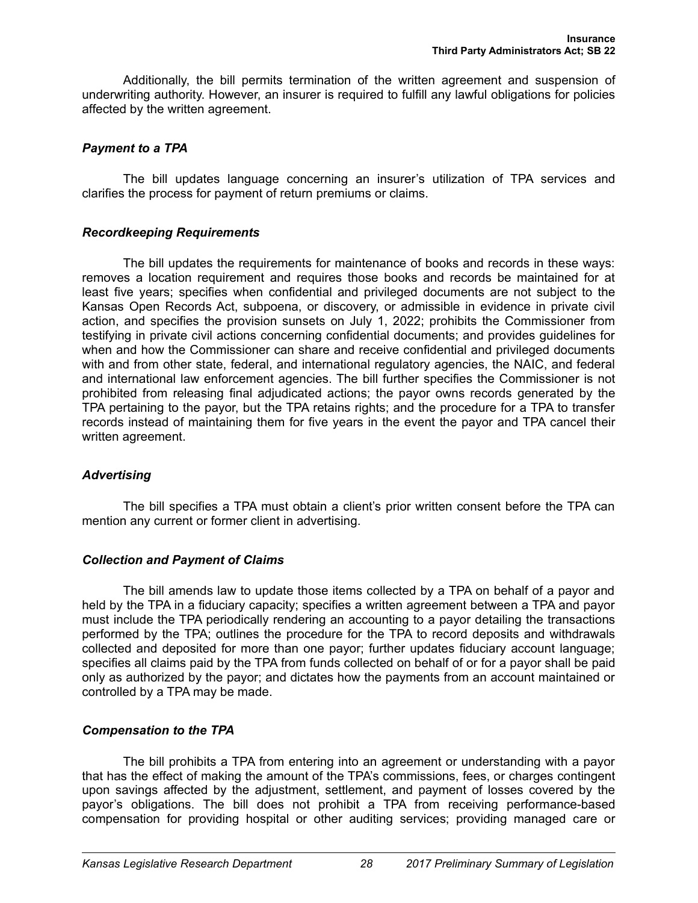Additionally, the bill permits termination of the written agreement and suspension of underwriting authority. However, an insurer is required to fulfill any lawful obligations for policies affected by the written agreement.

### *Payment to a TPA*

The bill updates language concerning an insurer's utilization of TPA services and clarifies the process for payment of return premiums or claims.

### *Recordkeeping Requirements*

The bill updates the requirements for maintenance of books and records in these ways: removes a location requirement and requires those books and records be maintained for at least five years; specifies when confidential and privileged documents are not subject to the Kansas Open Records Act, subpoena, or discovery, or admissible in evidence in private civil action, and specifies the provision sunsets on July 1, 2022; prohibits the Commissioner from testifying in private civil actions concerning confidential documents; and provides guidelines for when and how the Commissioner can share and receive confidential and privileged documents with and from other state, federal, and international regulatory agencies, the NAIC, and federal and international law enforcement agencies. The bill further specifies the Commissioner is not prohibited from releasing final adjudicated actions; the payor owns records generated by the TPA pertaining to the payor, but the TPA retains rights; and the procedure for a TPA to transfer records instead of maintaining them for five years in the event the payor and TPA cancel their written agreement.

### *Advertising*

The bill specifies a TPA must obtain a client's prior written consent before the TPA can mention any current or former client in advertising.

### *Collection and Payment of Claims*

The bill amends law to update those items collected by a TPA on behalf of a payor and held by the TPA in a fiduciary capacity; specifies a written agreement between a TPA and payor must include the TPA periodically rendering an accounting to a payor detailing the transactions performed by the TPA; outlines the procedure for the TPA to record deposits and withdrawals collected and deposited for more than one payor; further updates fiduciary account language; specifies all claims paid by the TPA from funds collected on behalf of or for a payor shall be paid only as authorized by the payor; and dictates how the payments from an account maintained or controlled by a TPA may be made.

### *Compensation to the TPA*

The bill prohibits a TPA from entering into an agreement or understanding with a payor that has the effect of making the amount of the TPA's commissions, fees, or charges contingent upon savings affected by the adjustment, settlement, and payment of losses covered by the payor's obligations. The bill does not prohibit a TPA from receiving performance-based compensation for providing hospital or other auditing services; providing managed care or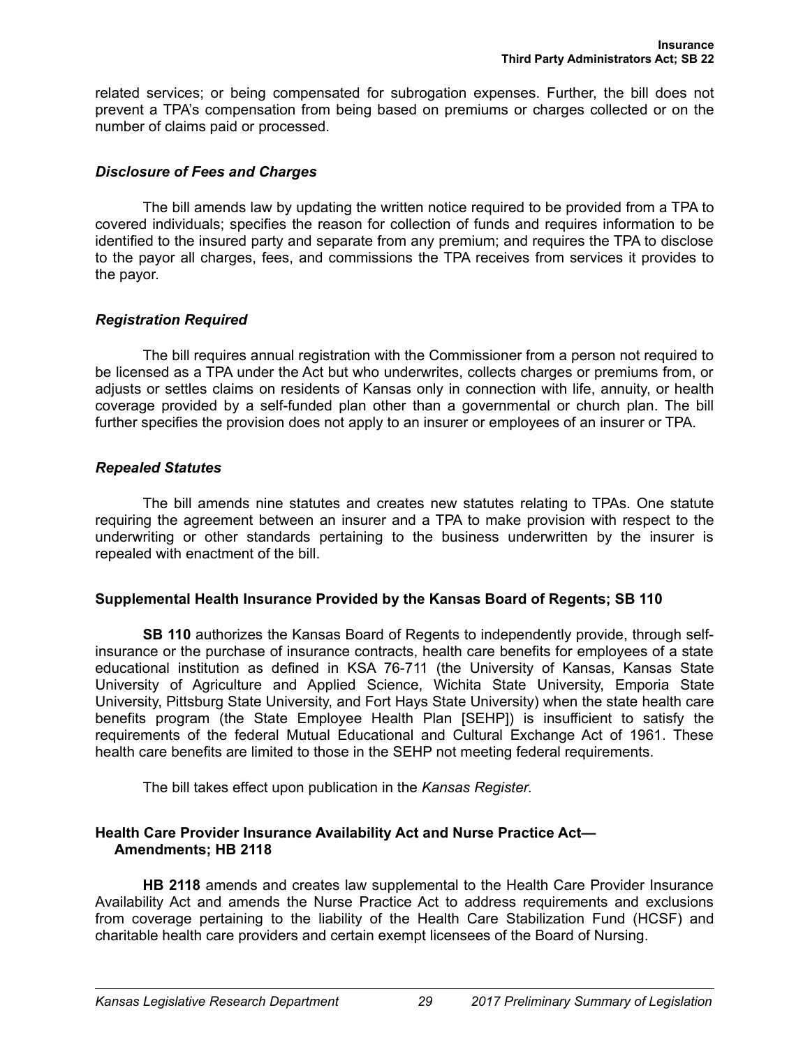related services; or being compensated for subrogation expenses. Further, the bill does not prevent a TPA's compensation from being based on premiums or charges collected or on the number of claims paid or processed.

### *Disclosure of Fees and Charges*

The bill amends law by updating the written notice required to be provided from a TPA to covered individuals; specifies the reason for collection of funds and requires information to be identified to the insured party and separate from any premium; and requires the TPA to disclose to the payor all charges, fees, and commissions the TPA receives from services it provides to the payor.

### *Registration Required*

The bill requires annual registration with the Commissioner from a person not required to be licensed as a TPA under the Act but who underwrites, collects charges or premiums from, or adjusts or settles claims on residents of Kansas only in connection with life, annuity, or health coverage provided by a self-funded plan other than a governmental or church plan. The bill further specifies the provision does not apply to an insurer or employees of an insurer or TPA.

### *Repealed Statutes*

The bill amends nine statutes and creates new statutes relating to TPAs. One statute requiring the agreement between an insurer and a TPA to make provision with respect to the underwriting or other standards pertaining to the business underwritten by the insurer is repealed with enactment of the bill.

## Supplemental Health Insurance Provided by the Kansas Board of Regents; SB 110

**SB 110** authorizes the Kansas Board of Regents to independently provide, through self-insurance or the purchase of insurance contracts, health care benefits for employees of a state educational institution as defined in KSA 76-711 (the University of Kansas, Kansas State University of Agriculture and Applied Science, Wichita State University, Emporia State University, Pittsburg State University, and Fort Hays State University) when the state health care benefits program (the State Employee Health Plan [SEHP]) is insufficient to satisfy the requirements of the federal Mutual Educational and Cultural Exchange Act of 1961. These health care benefits are limited to those in the SEHP not meeting federal requirements.

The bill takes effect upon publication in the *Kansas Register.*

## Health Care Provider Insurance Availability Act and Nurse Practice Act—Amendments; HB 2118

**HB 2118** amends and creates law supplemental to the Health Care Provider Insurance Availability Act and amends the Nurse Practice Act to address requirements and exclusions from coverage pertaining to the liability of the Health Care Stabilization Fund (HCSF) and charitable health care providers and certain exempt licensees of the Board of Nursing.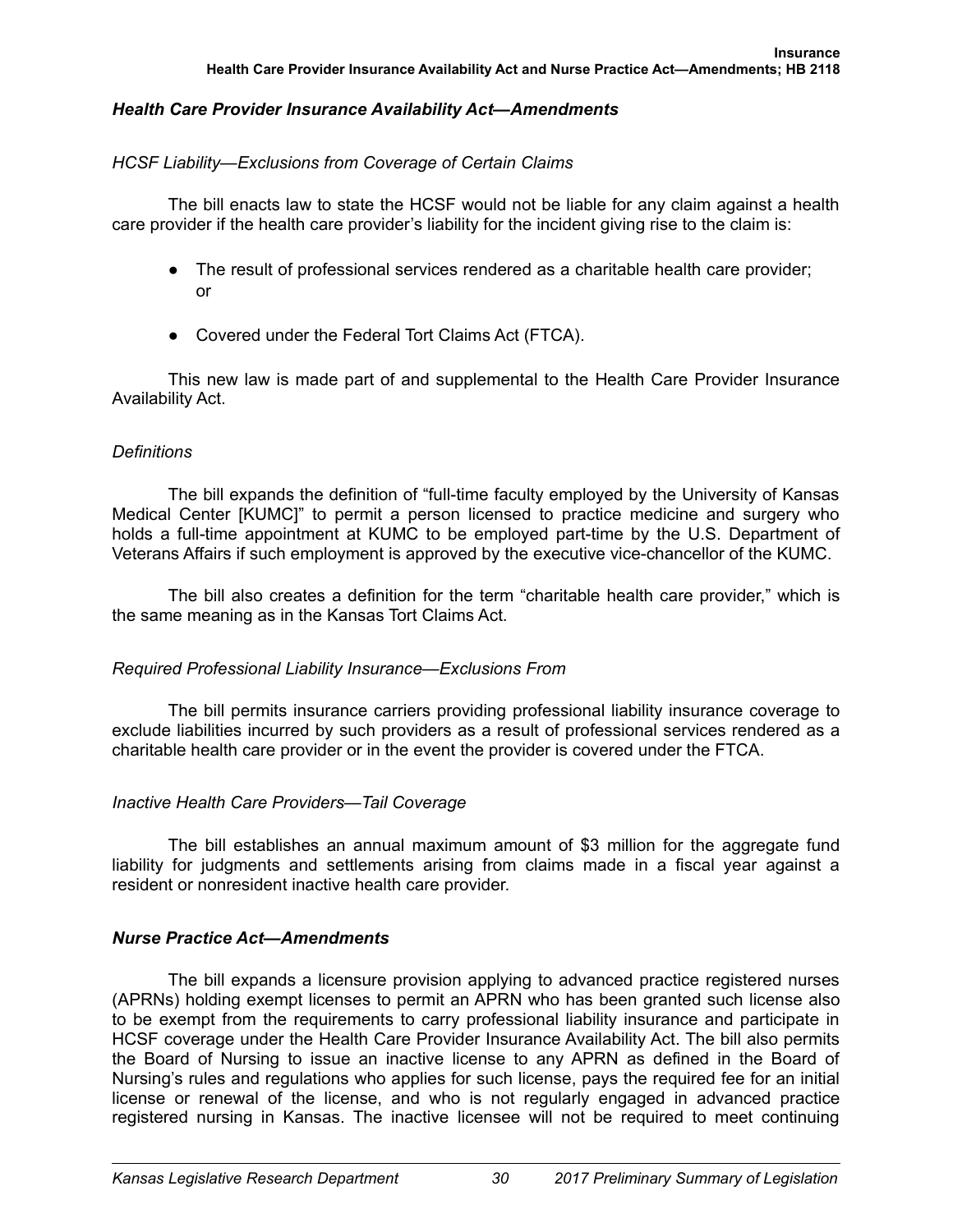### *Health Care Provider Insurance Availability Act—Amendments*

*HCSF Liability—Exclusions from Coverage of Certain Claims*

The bill enacts law to state the HCSF would not be liable for any claim against a health care provider if the health care provider's liability for the incident giving rise to the claim is:

- The result of professional services rendered as a charitable health care provider; or
- Covered under the Federal Tort Claims Act (FTCA).

This new law is made part of and supplemental to the Health Care Provider Insurance Availability Act.

*Definitions*

The bill expands the definition of "full-time faculty employed by the University of Kansas Medical Center [KUMC]" to permit a person licensed to practice medicine and surgery who holds a full-time appointment at KUMC to be employed part-time by the U.S. Department of Veterans Affairs if such employment is approved by the executive vice-chancellor of the KUMC.

The bill also creates a definition for the term "charitable health care provider," which is the same meaning as in the Kansas Tort Claims Act.

*Required Professional Liability Insurance—Exclusions From*

The bill permits insurance carriers providing professional liability insurance coverage to exclude liabilities incurred by such providers as a result of professional services rendered as a charitable health care provider or in the event the provider is covered under the FTCA.

*Inactive Health Care Providers—Tail Coverage*

The bill establishes an annual maximum amount of $3 million for the aggregate fund liability for judgments and settlements arising from claims made in a fiscal year against a resident or nonresident inactive health care provider.

### *Nurse Practice Act—Amendments*

The bill expands a licensure provision applying to advanced practice registered nurses (APRNs) holding exempt licenses to permit an APRN who has been granted such license also to be exempt from the requirements to carry professional liability insurance and participate in HCSF coverage under the Health Care Provider Insurance Availability Act. The bill also permits the Board of Nursing to issue an inactive license to any APRN as defined in the Board of Nursing's rules and regulations who applies for such license, pays the required fee for an initial license or renewal of the license, and who is not regularly engaged in advanced practice registered nursing in Kansas. The inactive licensee will not be required to meet continuing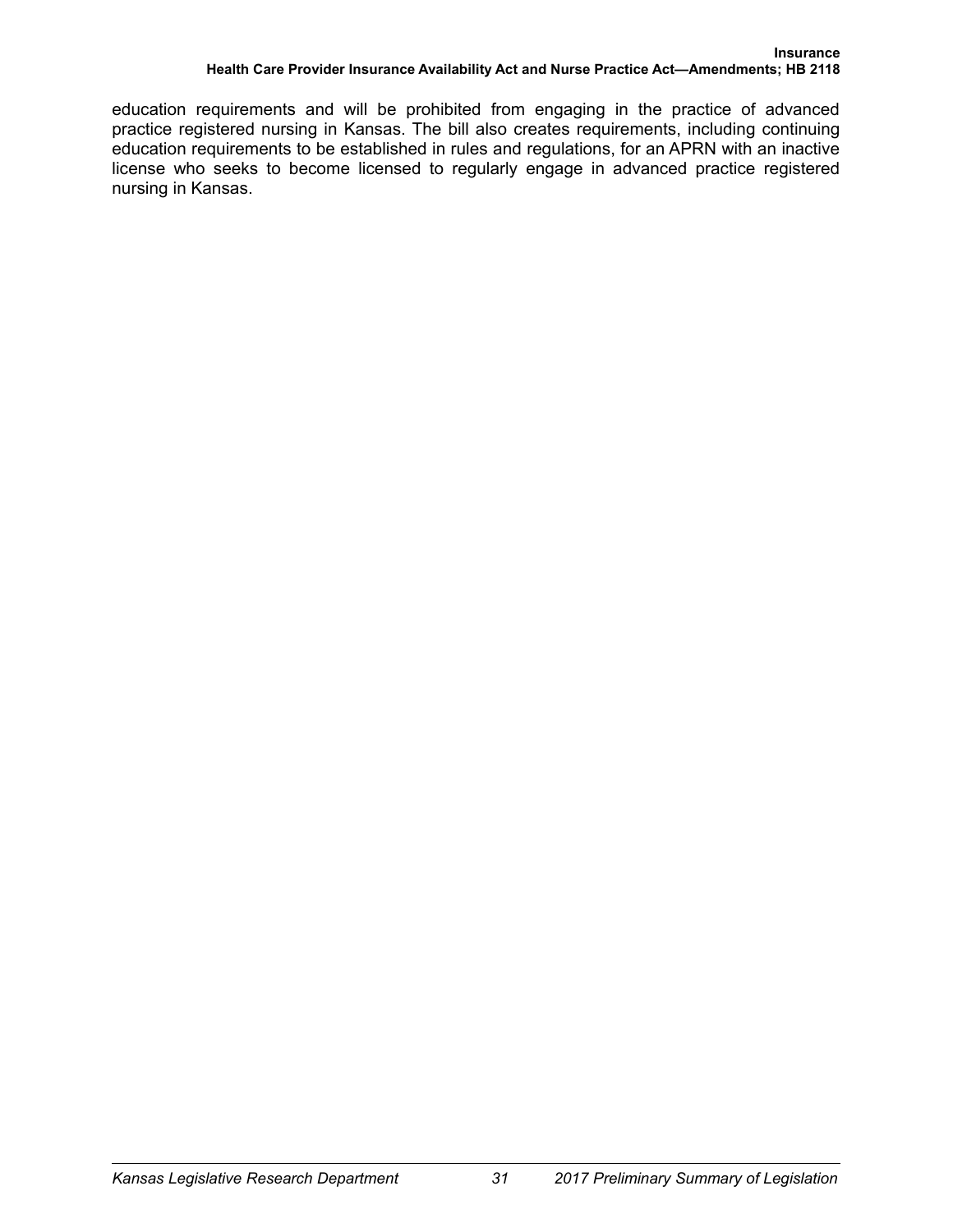education requirements and will be prohibited from engaging in the practice of advanced practice registered nursing in Kansas. The bill also creates requirements, including continuing education requirements to be established in rules and regulations, for an APRN with an inactive license who seeks to become licensed to regularly engage in advanced practice registered nursing in Kansas.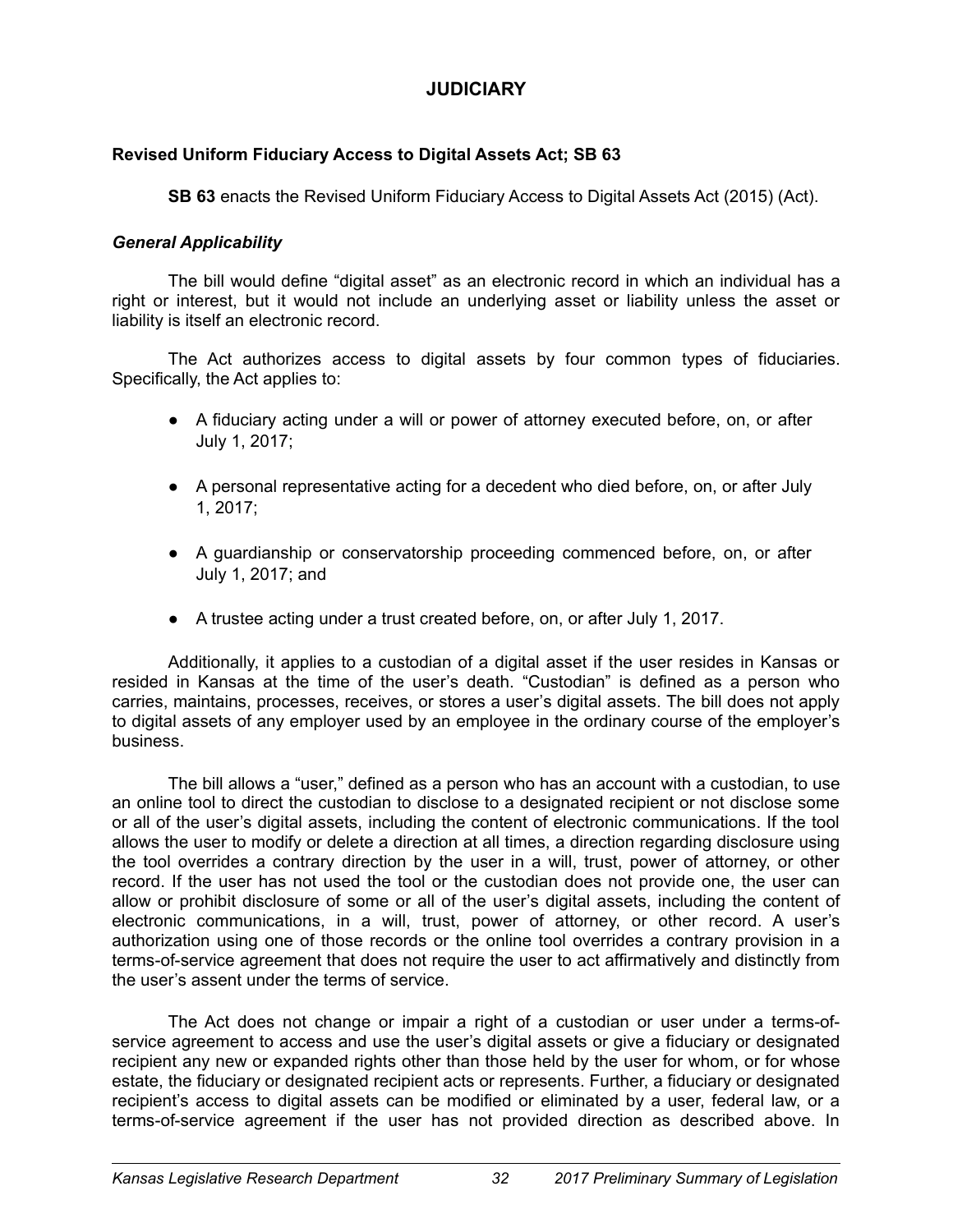# JUDICIARY

### Revised Uniform Fiduciary Access to Digital Assets Act; SB 63

**SB 63** enacts the Revised Uniform Fiduciary Access to Digital Assets Act (2015) (Act).

#### *General Applicability*

The bill would define "digital asset" as an electronic record in which an individual has a right or interest, but it would not include an underlying asset or liability unless the asset or liability is itself an electronic record.

The Act authorizes access to digital assets by four common types of fiduciaries. Specifically, the Act applies to:

- A fiduciary acting under a will or power of attorney executed before, on, or after July 1, 2017;
- A personal representative acting for a decedent who died before, on, or after July 1, 2017;
- A guardianship or conservatorship proceeding commenced before, on, or after July 1, 2017; and
- A trustee acting under a trust created before, on, or after July 1, 2017.

Additionally, it applies to a custodian of a digital asset if the user resides in Kansas or resided in Kansas at the time of the user's death. "Custodian" is defined as a person who carries, maintains, processes, receives, or stores a user's digital assets. The bill does not apply to digital assets of any employer used by an employee in the ordinary course of the employer's business.

The bill allows a "user," defined as a person who has an account with a custodian, to use an online tool to direct the custodian to disclose to a designated recipient or not disclose some or all of the user's digital assets, including the content of electronic communications. If the tool allows the user to modify or delete a direction at all times, a direction regarding disclosure using the tool overrides a contrary direction by the user in a will, trust, power of attorney, or other record. If the user has not used the tool or the custodian does not provide one, the user can allow or prohibit disclosure of some or all of the user's digital assets, including the content of electronic communications, in a will, trust, power of attorney, or other record. A user's authorization using one of those records or the online tool overrides a contrary provision in a terms-of-service agreement that does not require the user to act affirmatively and distinctly from the user's assent under the terms of service.

The Act does not change or impair a right of a custodian or user under a terms-of-service agreement to access and use the user's digital assets or give a fiduciary or designated recipient any new or expanded rights other than those held by the user for whom, or for whose estate, the fiduciary or designated recipient acts or represents. Further, a fiduciary or designated recipient's access to digital assets can be modified or eliminated by a user, federal law, or a terms-of-service agreement if the user has not provided direction as described above. In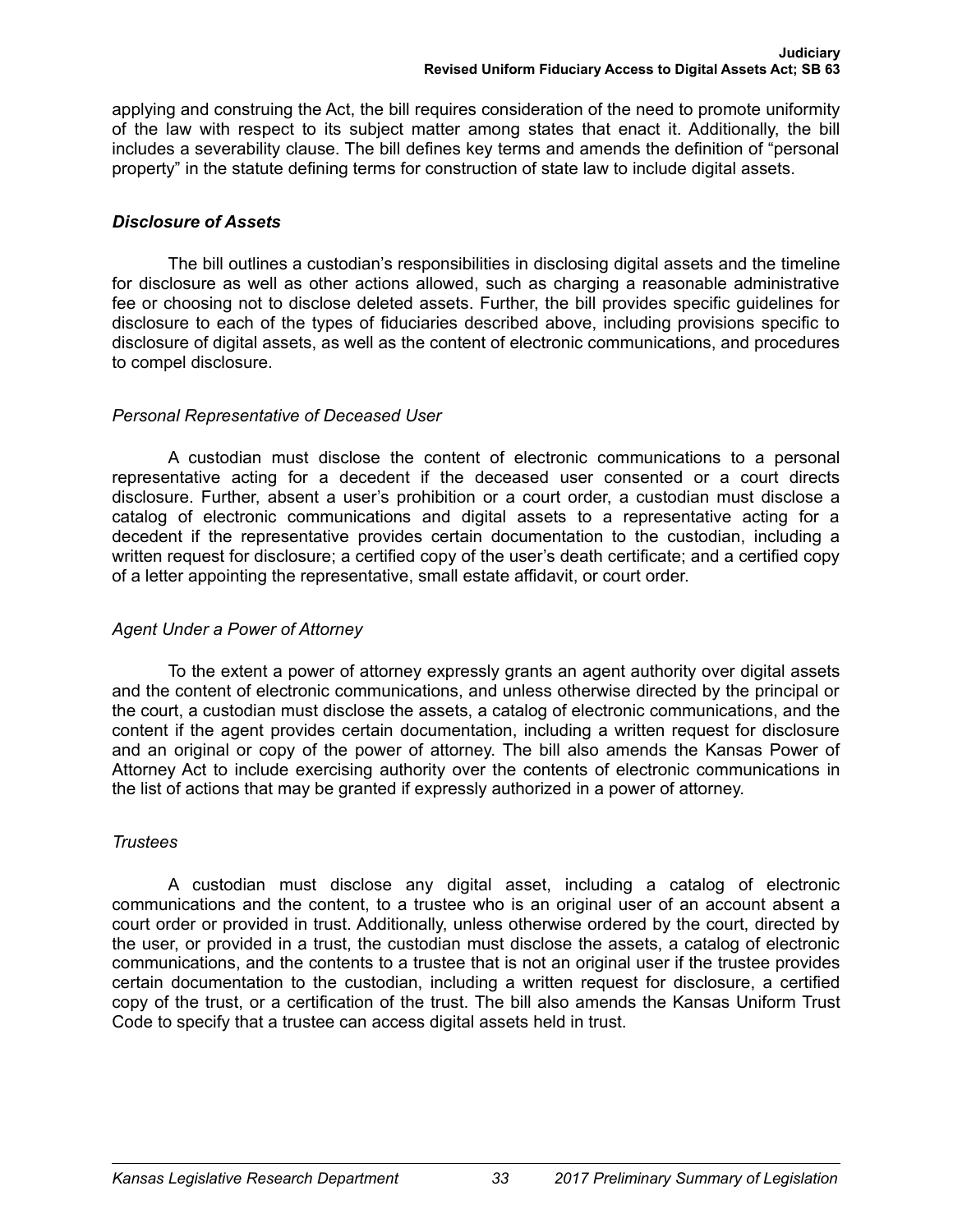applying and construing the Act, the bill requires consideration of the need to promote uniformity of the law with respect to its subject matter among states that enact it. Additionally, the bill includes a severability clause. The bill defines key terms and amends the definition of "personal property" in the statute defining terms for construction of state law to include digital assets.

### *Disclosure of Assets*

The bill outlines a custodian's responsibilities in disclosing digital assets and the timeline for disclosure as well as other actions allowed, such as charging a reasonable administrative fee or choosing not to disclose deleted assets. Further, the bill provides specific guidelines for disclosure to each of the types of fiduciaries described above, including provisions specific to disclosure of digital assets, as well as the content of electronic communications, and procedures to compel disclosure.

#### *Personal Representative of Deceased User*

A custodian must disclose the content of electronic communications to a personal representative acting for a decedent if the deceased user consented or a court directs disclosure. Further, absent a user's prohibition or a court order, a custodian must disclose a catalog of electronic communications and digital assets to a representative acting for a decedent if the representative provides certain documentation to the custodian, including a written request for disclosure; a certified copy of the user's death certificate; and a certified copy of a letter appointing the representative, small estate affidavit, or court order.

#### *Agent Under a Power of Attorney*

To the extent a power of attorney expressly grants an agent authority over digital assets and the content of electronic communications, and unless otherwise directed by the principal or the court, a custodian must disclose the assets, a catalog of electronic communications, and the content if the agent provides certain documentation, including a written request for disclosure and an original or copy of the power of attorney. The bill also amends the Kansas Power of Attorney Act to include exercising authority over the contents of electronic communications in the list of actions that may be granted if expressly authorized in a power of attorney.

#### *Trustees*

A custodian must disclose any digital asset, including a catalog of electronic communications and the content, to a trustee who is an original user of an account absent a court order or provided in trust. Additionally, unless otherwise ordered by the court, directed by the user, or provided in a trust, the custodian must disclose the assets, a catalog of electronic communications, and the contents to a trustee that is not an original user if the trustee provides certain documentation to the custodian, including a written request for disclosure, a certified copy of the trust, or a certification of the trust. The bill also amends the Kansas Uniform Trust Code to specify that a trustee can access digital assets held in trust.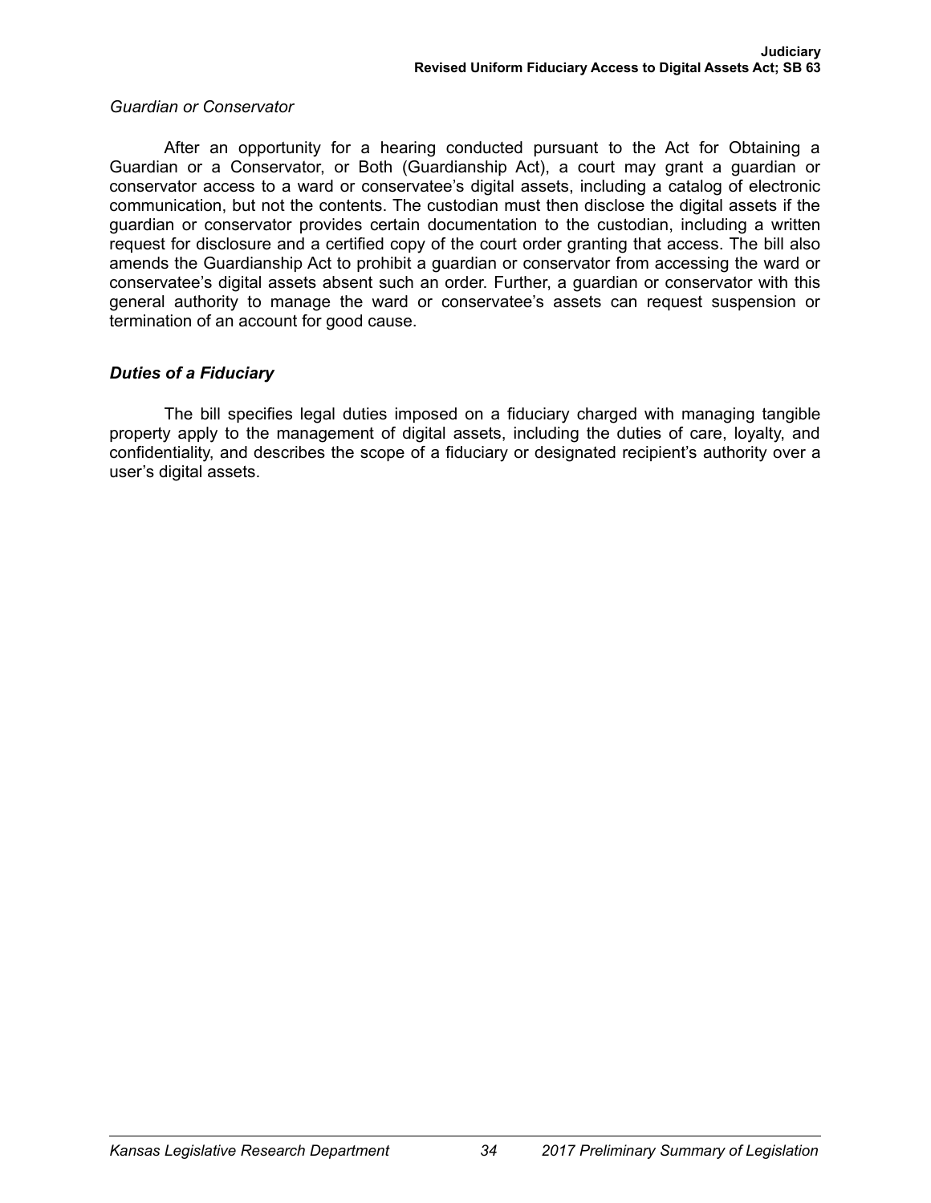*Guardian or Conservator*

After an opportunity for a hearing conducted pursuant to the Act for Obtaining a Guardian or a Conservator, or Both (Guardianship Act), a court may grant a guardian or conservator access to a ward or conservatee's digital assets, including a catalog of electronic communication, but not the contents. The custodian must then disclose the digital assets if the guardian or conservator provides certain documentation to the custodian, including a written request for disclosure and a certified copy of the court order granting that access. The bill also amends the Guardianship Act to prohibit a guardian or conservator from accessing the ward or conservatee's digital assets absent such an order. Further, a guardian or conservator with this general authority to manage the ward or conservatee's assets can request suspension or termination of an account for good cause.

### *Duties of a Fiduciary*

The bill specifies legal duties imposed on a fiduciary charged with managing tangible property apply to the management of digital assets, including the duties of care, loyalty, and confidentiality, and describes the scope of a fiduciary or designated recipient's authority over a user's digital assets.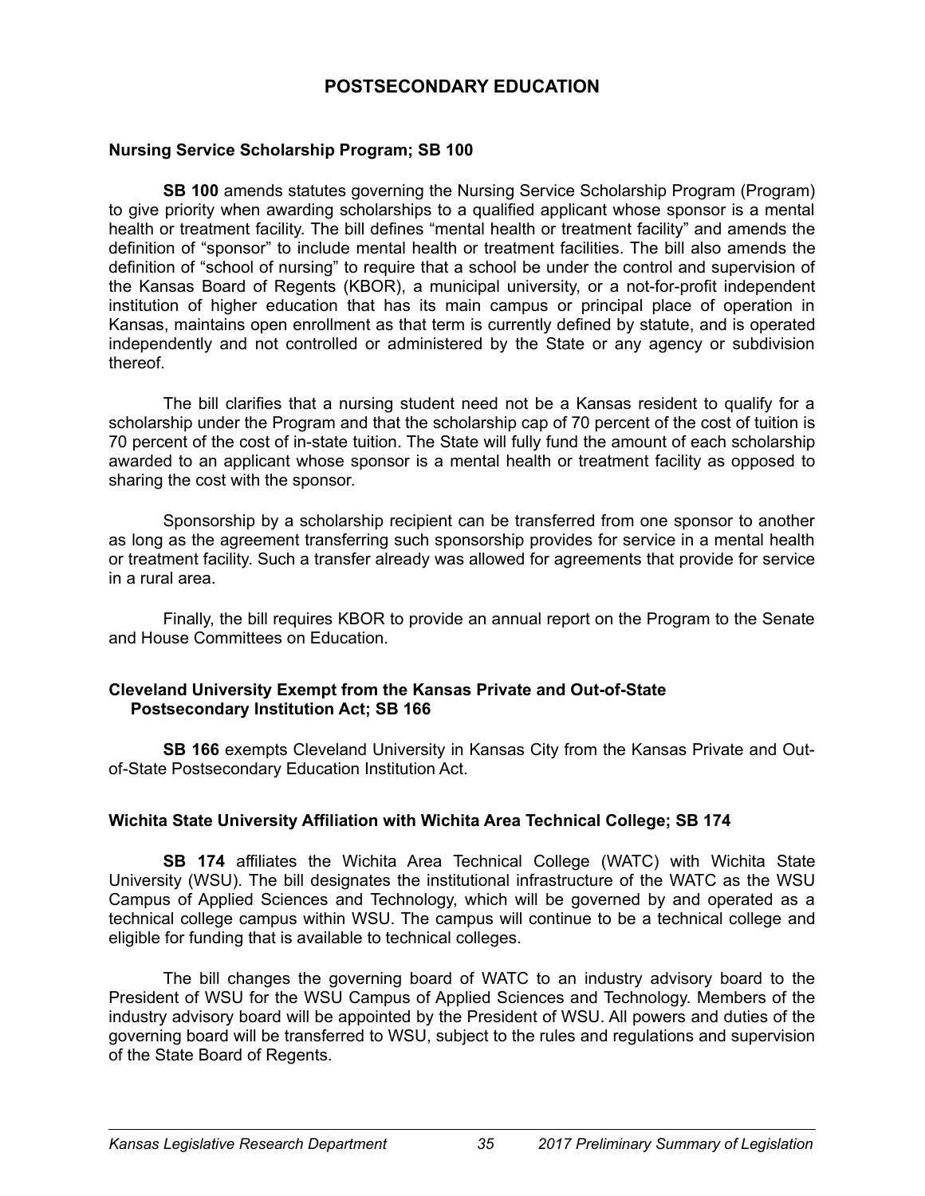# POSTSECONDARY EDUCATION

### Nursing Service Scholarship Program; SB 100

**SB 100** amends statutes governing the Nursing Service Scholarship Program (Program) to give priority when awarding scholarships to a qualified applicant whose sponsor is a mental health or treatment facility. The bill defines "mental health or treatment facility" and amends the definition of "sponsor" to include mental health or treatment facilities. The bill also amends the definition of "school of nursing" to require that a school be under the control and supervision of the Kansas Board of Regents (KBOR), a municipal university, or a not-for-profit independent institution of higher education that has its main campus or principal place of operation in Kansas, maintains open enrollment as that term is currently defined by statute, and is operated independently and not controlled or administered by the State or any agency or subdivision thereof.

The bill clarifies that a nursing student need not be a Kansas resident to qualify for a scholarship under the Program and that the scholarship cap of 70 percent of the cost of tuition is 70 percent of the cost of in-state tuition. The State will fully fund the amount of each scholarship awarded to an applicant whose sponsor is a mental health or treatment facility as opposed to sharing the cost with the sponsor.

Sponsorship by a scholarship recipient can be transferred from one sponsor to another as long as the agreement transferring such sponsorship provides for service in a mental health or treatment facility. Such a transfer already was allowed for agreements that provide for service in a rural area.

Finally, the bill requires KBOR to provide an annual report on the Program to the Senate and House Committees on Education.

### Cleveland University Exempt from the Kansas Private and Out-of-State Postsecondary Institution Act; SB 166

**SB 166** exempts Cleveland University in Kansas City from the Kansas Private and Out-of-State Postsecondary Education Institution Act.

### Wichita State University Affiliation with Wichita Area Technical College; SB 174

**SB 174** affiliates the Wichita Area Technical College (WATC) with Wichita State University (WSU). The bill designates the institutional infrastructure of the WATC as the WSU Campus of Applied Sciences and Technology, which will be governed by and operated as a technical college campus within WSU. The campus will continue to be a technical college and eligible for funding that is available to technical colleges.

The bill changes the governing board of WATC to an industry advisory board to the President of WSU for the WSU Campus of Applied Sciences and Technology. Members of the industry advisory board will be appointed by the President of WSU. All powers and duties of the governing board will be transferred to WSU, subject to the rules and regulations and supervision of the State Board of Regents.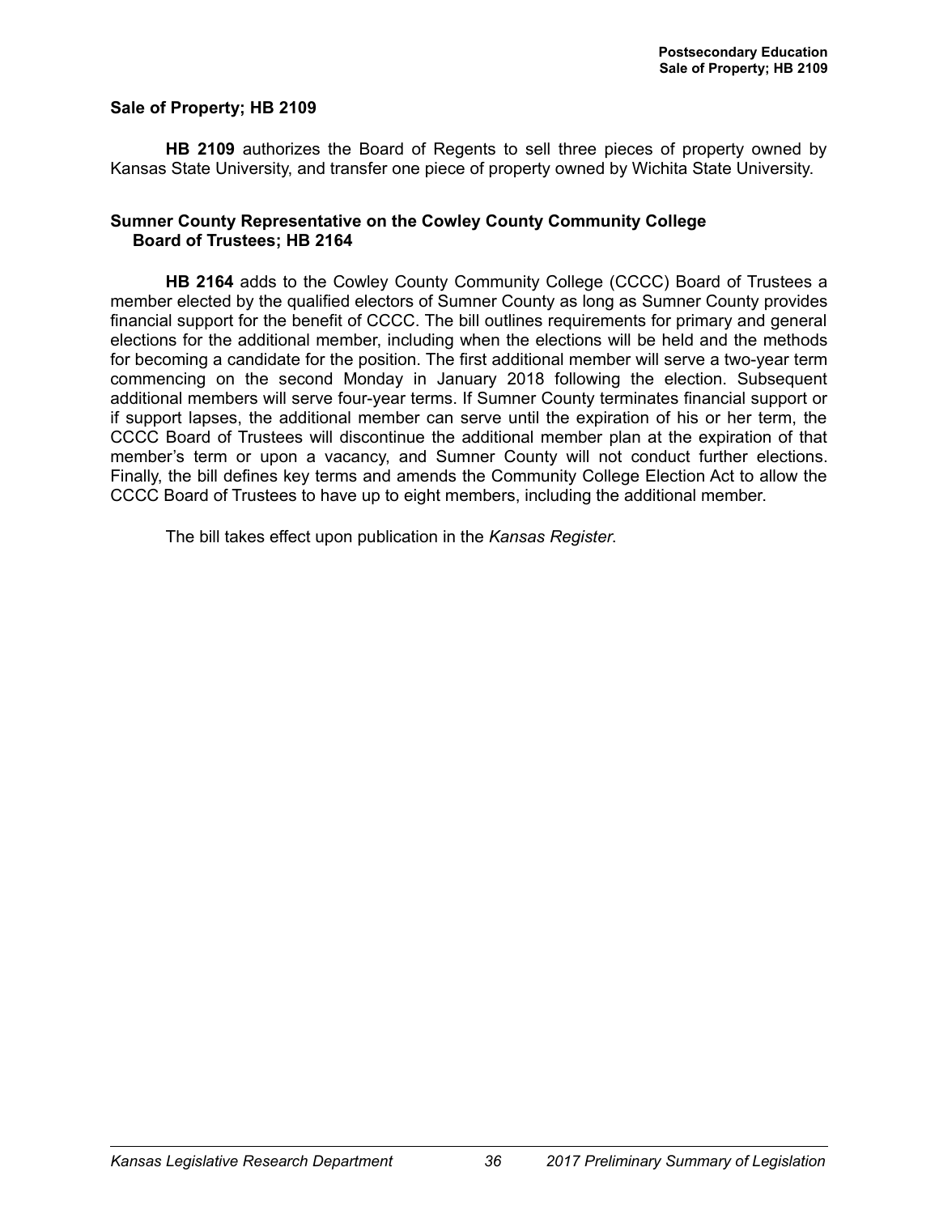## Sale of Property; HB 2109

**HB 2109** authorizes the Board of Regents to sell three pieces of property owned by Kansas State University, and transfer one piece of property owned by Wichita State University.

## Sumner County Representative on the Cowley County Community College Board of Trustees; HB 2164

**HB 2164** adds to the Cowley County Community College (CCCC) Board of Trustees a member elected by the qualified electors of Sumner County as long as Sumner County provides financial support for the benefit of CCCC. The bill outlines requirements for primary and general elections for the additional member, including when the elections will be held and the methods for becoming a candidate for the position. The first additional member will serve a two-year term commencing on the second Monday in January 2018 following the election. Subsequent additional members will serve four-year terms. If Sumner County terminates financial support or if support lapses, the additional member can serve until the expiration of his or her term, the CCCC Board of Trustees will discontinue the additional member plan at the expiration of that member's term or upon a vacancy, and Sumner County will not conduct further elections. Finally, the bill defines key terms and amends the Community College Election Act to allow the CCCC Board of Trustees to have up to eight members, including the additional member.

The bill takes effect upon publication in the *Kansas Register*.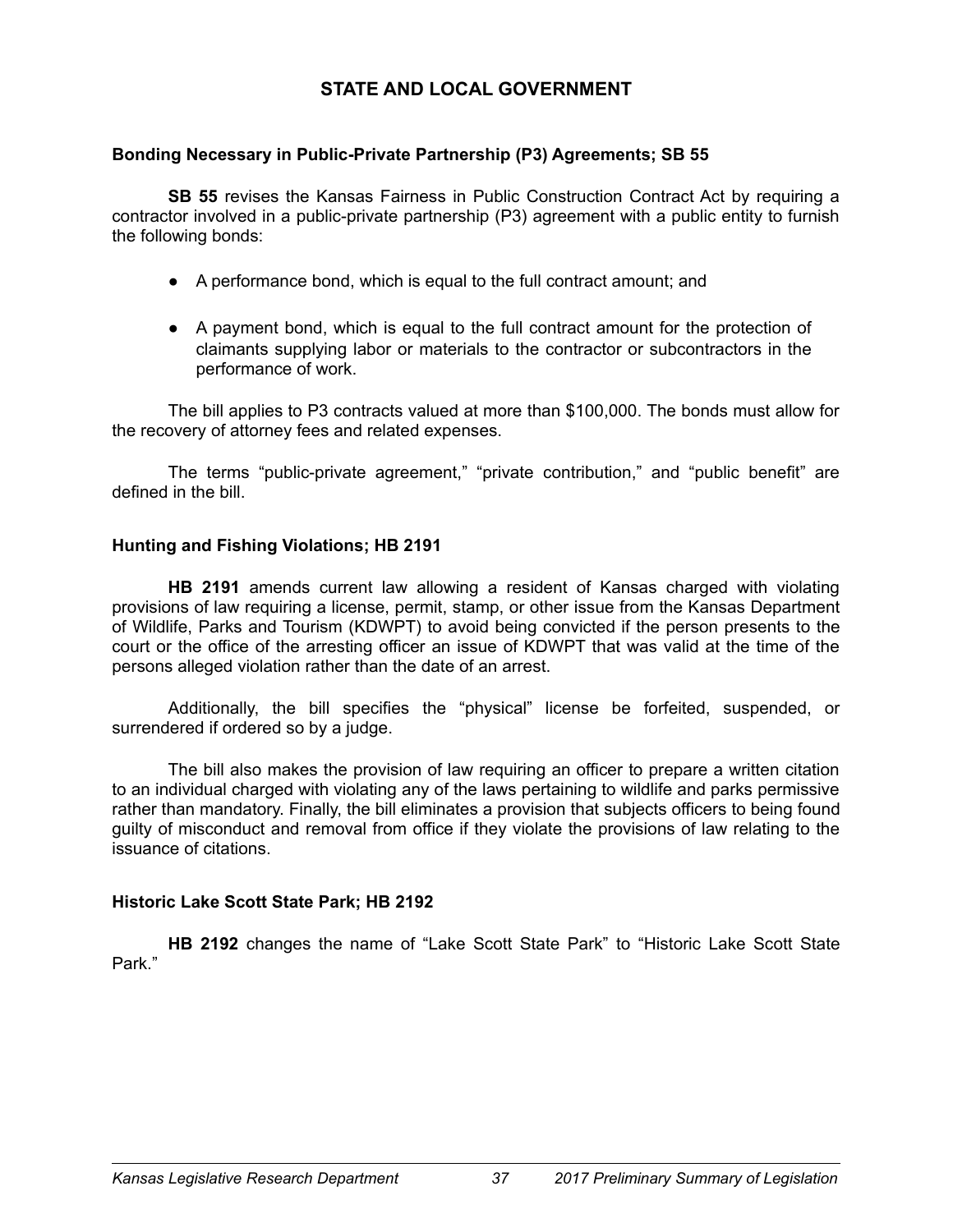## STATE AND LOCAL GOVERNMENT

### Bonding Necessary in Public-Private Partnership (P3) Agreements; SB 55

**SB 55** revises the Kansas Fairness in Public Construction Contract Act by requiring a contractor involved in a public-private partnership (P3) agreement with a public entity to furnish the following bonds:

- A performance bond, which is equal to the full contract amount; and
- A payment bond, which is equal to the full contract amount for the protection of claimants supplying labor or materials to the contractor or subcontractors in the performance of work.

The bill applies to P3 contracts valued at more than $100,000. The bonds must allow for the recovery of attorney fees and related expenses.

The terms "public-private agreement," "private contribution," and "public benefit" are defined in the bill.

### Hunting and Fishing Violations; HB 2191

**HB 2191** amends current law allowing a resident of Kansas charged with violating provisions of law requiring a license, permit, stamp, or other issue from the Kansas Department of Wildlife, Parks and Tourism (KDWPT) to avoid being convicted if the person presents to the court or the office of the arresting officer an issue of KDWPT that was valid at the time of the persons alleged violation rather than the date of an arrest.

Additionally, the bill specifies the "physical" license be forfeited, suspended, or surrendered if ordered so by a judge.

The bill also makes the provision of law requiring an officer to prepare a written citation to an individual charged with violating any of the laws pertaining to wildlife and parks permissive rather than mandatory. Finally, the bill eliminates a provision that subjects officers to being found guilty of misconduct and removal from office if they violate the provisions of law relating to the issuance of citations.

### Historic Lake Scott State Park; HB 2192

**HB 2192** changes the name of "Lake Scott State Park" to "Historic Lake Scott State Park."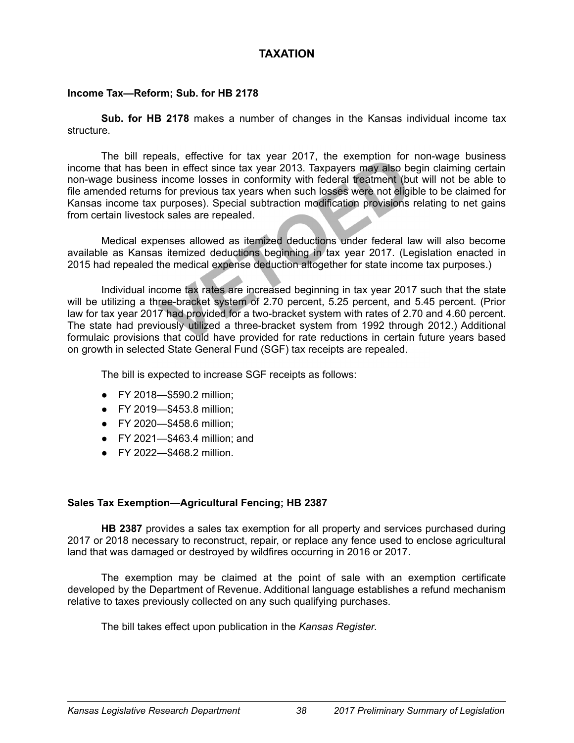# TAXATION

### Income Tax—Reform; Sub. for HB 2178

**Sub. for HB 2178** makes a number of changes in the Kansas individual income tax structure.

The bill repeals, effective for tax year 2017, the exemption for non-wage business income that has been in effect since tax year 2013. Taxpayers may also begin claiming certain non-wage business income losses in conformity with federal treatment (but will not be able to file amended returns for previous tax years when such losses were not eligible to be claimed for Kansas income tax purposes). Special subtraction modification provisions relating to net gains from certain livestock sales are repealed.

Medical expenses allowed as itemized deductions under federal law will also become available as Kansas itemized deductions beginning in tax year 2017. (Legislation enacted in 2015 had repealed the medical expense deduction altogether for state income tax purposes.)

Individual income tax rates are increased beginning in tax year 2017 such that the state will be utilizing a three-bracket system of 2.70 percent, 5.25 percent, and 5.45 percent. (Prior law for tax year 2017 had provided for a two-bracket system with rates of 2.70 and 4.60 percent. The state had previously utilized a three-bracket system from 1992 through 2012.) Additional formulaic provisions that could have provided for rate reductions in certain future years based on growth in selected State General Fund (SGF) tax receipts are repealed.

The bill is expected to increase SGF receipts as follows:

- FY 2018—$590.2 million;
- FY 2019—$453.8 million;
- FY 2020—$458.6 million;
- FY 2021—$463.4 million; and
- FY 2022—$468.2 million.

### Sales Tax Exemption—Agricultural Fencing; HB 2387

**HB 2387** provides a sales tax exemption for all property and services purchased during 2017 or 2018 necessary to reconstruct, repair, or replace any fence used to enclose agricultural land that was damaged or destroyed by wildfires occurring in 2016 or 2017.

The exemption may be claimed at the point of sale with an exemption certificate developed by the Department of Revenue. Additional language establishes a refund mechanism relative to taxes previously collected on any such qualifying purchases.

The bill takes effect upon publication in the *Kansas Register*.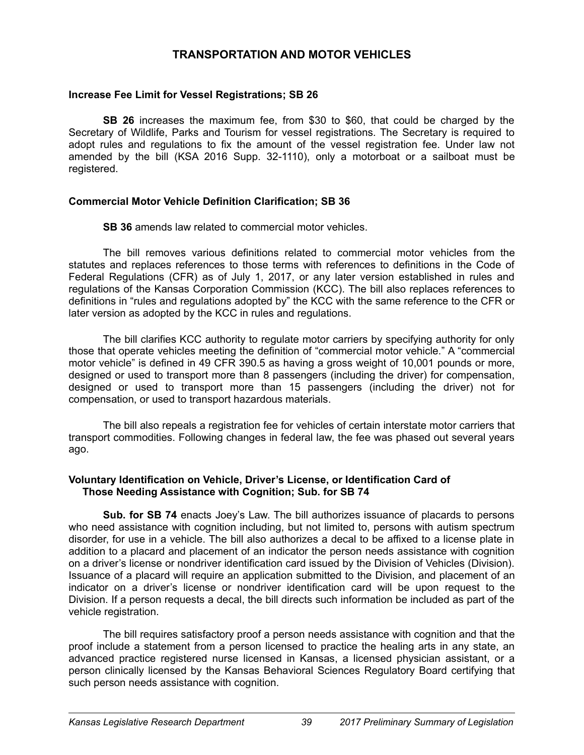# TRANSPORTATION AND MOTOR VEHICLES

### Increase Fee Limit for Vessel Registrations; SB 26

**SB 26** increases the maximum fee, from $30 to $60, that could be charged by the Secretary of Wildlife, Parks and Tourism for vessel registrations. The Secretary is required to adopt rules and regulations to fix the amount of the vessel registration fee. Under law not amended by the bill (KSA 2016 Supp. 32-1110), only a motorboat or a sailboat must be registered.

### Commercial Motor Vehicle Definition Clarification; SB 36

**SB 36** amends law related to commercial motor vehicles.

The bill removes various definitions related to commercial motor vehicles from the statutes and replaces references to those terms with references to definitions in the Code of Federal Regulations (CFR) as of July 1, 2017, or any later version established in rules and regulations of the Kansas Corporation Commission (KCC). The bill also replaces references to definitions in "rules and regulations adopted by" the KCC with the same reference to the CFR or later version as adopted by the KCC in rules and regulations.

The bill clarifies KCC authority to regulate motor carriers by specifying authority for only those that operate vehicles meeting the definition of "commercial motor vehicle." A "commercial motor vehicle" is defined in 49 CFR 390.5 as having a gross weight of 10,001 pounds or more, designed or used to transport more than 8 passengers (including the driver) for compensation, designed or used to transport more than 15 passengers (including the driver) not for compensation, or used to transport hazardous materials.

The bill also repeals a registration fee for vehicles of certain interstate motor carriers that transport commodities. Following changes in federal law, the fee was phased out several years ago.

### Voluntary Identification on Vehicle, Driver's License, or Identification Card of Those Needing Assistance with Cognition; Sub. for SB 74

**Sub. for SB 74** enacts Joey's Law. The bill authorizes issuance of placards to persons who need assistance with cognition including, but not limited to, persons with autism spectrum disorder, for use in a vehicle. The bill also authorizes a decal to be affixed to a license plate in addition to a placard and placement of an indicator the person needs assistance with cognition on a driver's license or nondriver identification card issued by the Division of Vehicles (Division). Issuance of a placard will require an application submitted to the Division, and placement of an indicator on a driver's license or nondriver identification card will be upon request to the Division. If a person requests a decal, the bill directs such information be included as part of the vehicle registration.

The bill requires satisfactory proof a person needs assistance with cognition and that the proof include a statement from a person licensed to practice the healing arts in any state, an advanced practice registered nurse licensed in Kansas, a licensed physician assistant, or a person clinically licensed by the Kansas Behavioral Sciences Regulatory Board certifying that such person needs assistance with cognition.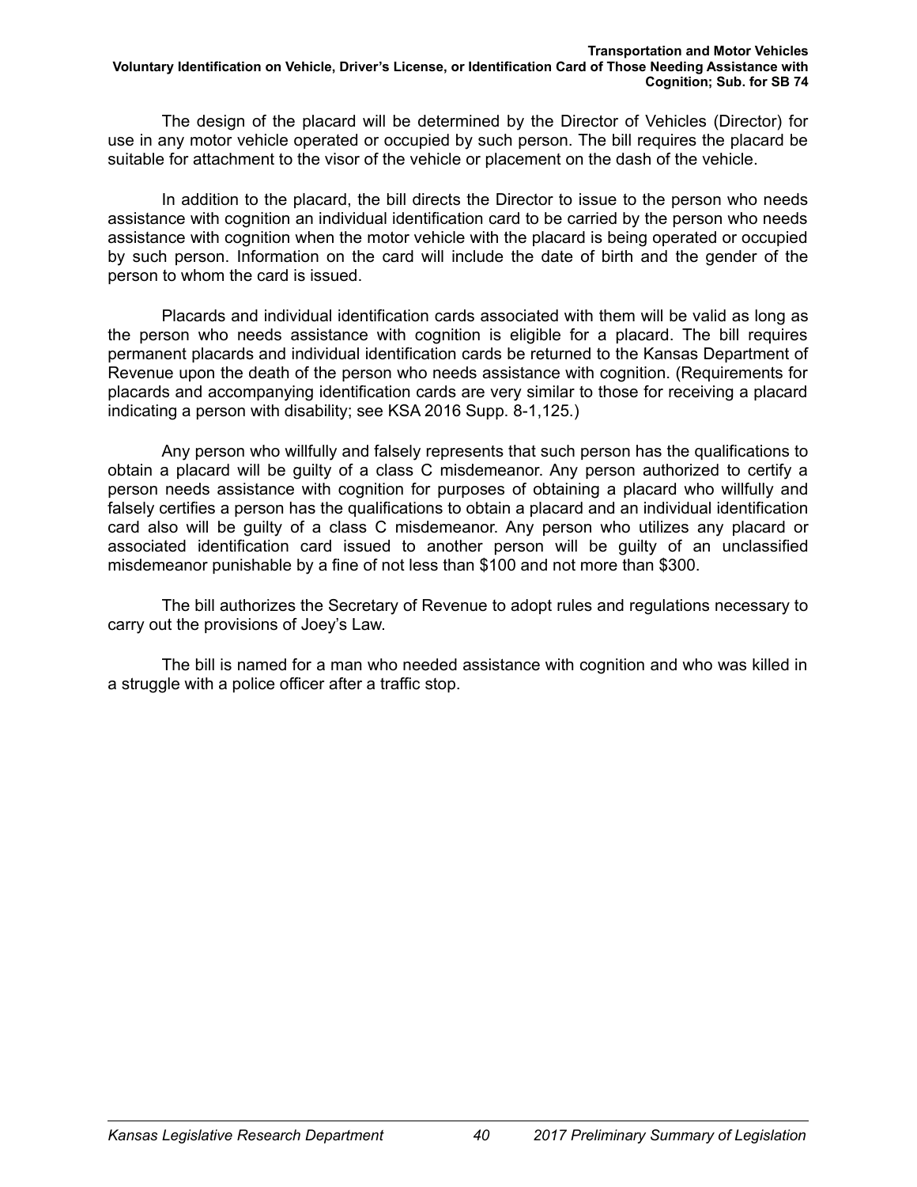The design of the placard will be determined by the Director of Vehicles (Director) for use in any motor vehicle operated or occupied by such person. The bill requires the placard be suitable for attachment to the visor of the vehicle or placement on the dash of the vehicle.

In addition to the placard, the bill directs the Director to issue to the person who needs assistance with cognition an individual identification card to be carried by the person who needs assistance with cognition when the motor vehicle with the placard is being operated or occupied by such person. Information on the card will include the date of birth and the gender of the person to whom the card is issued.

Placards and individual identification cards associated with them will be valid as long as the person who needs assistance with cognition is eligible for a placard. The bill requires permanent placards and individual identification cards be returned to the Kansas Department of Revenue upon the death of the person who needs assistance with cognition. (Requirements for placards and accompanying identification cards are very similar to those for receiving a placard indicating a person with disability; see KSA 2016 Supp. 8-1,125.)

Any person who willfully and falsely represents that such person has the qualifications to obtain a placard will be guilty of a class C misdemeanor. Any person authorized to certify a person needs assistance with cognition for purposes of obtaining a placard who willfully and falsely certifies a person has the qualifications to obtain a placard and an individual identification card also will be guilty of a class C misdemeanor. Any person who utilizes any placard or associated identification card issued to another person will be guilty of an unclassified misdemeanor punishable by a fine of not less than $100 and not more than $300.

The bill authorizes the Secretary of Revenue to adopt rules and regulations necessary to carry out the provisions of Joey's Law.

The bill is named for a man who needed assistance with cognition and who was killed in a struggle with a police officer after a traffic stop.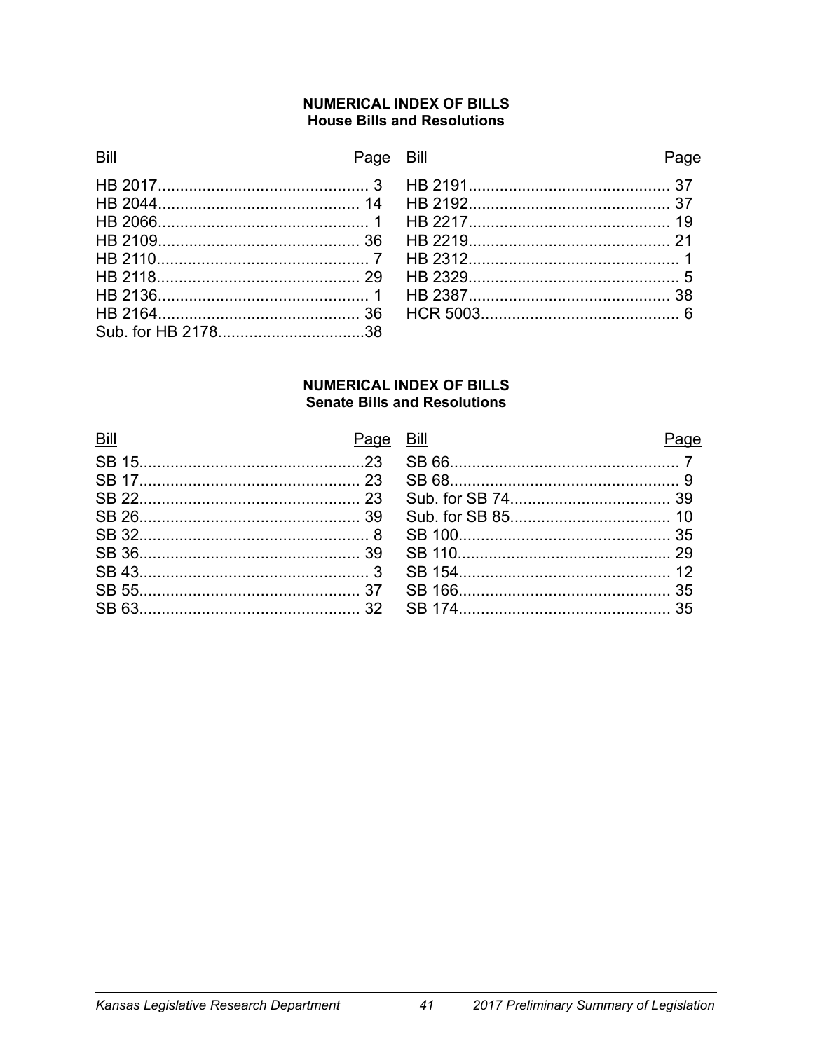## NUMERICAL INDEX OF BILLS
### House Bills and Resolutions

| Bill | Page | Bill | Page |
|---|---|---|---|
| HB 2017 | 3 | HB 2191 | 37 |
| HB 2044 | 14 | HB 2192 | 37 |
| HB 2066 | 1 | HB 2217 | 19 |
| HB 2109 | 36 | HB 2219 | 21 |
| HB 2110 | 7 | HB 2312 | 1 |
| HB 2118 | 29 | HB 2329 | 5 |
| HB 2136 | 1 | HB 2387 | 38 |
| HB 2164 | 36 | HCR 5003 | 6 |
| Sub. for HB 2178 | 38 | | |

## NUMERICAL INDEX OF BILLS
### Senate Bills and Resolutions

| Bill | Page | Bill | Page |
|---|---|---|---|
| SB 15 | 23 | SB 66 | 7 |
| SB 17 | 23 | SB 68 | 9 |
| SB 22 | 23 | Sub. for SB 74 | 39 |
| SB 26 | 39 | Sub. for SB 85 | 10 |
| SB 32 | 8 | SB 100 | 35 |
| SB 36 | 39 | SB 110 | 29 |
| SB 43 | 3 | SB 154 | 12 |
| SB 55 | 37 | SB 166 | 35 |
| SB 63 | 32 | SB 174 | 35 |